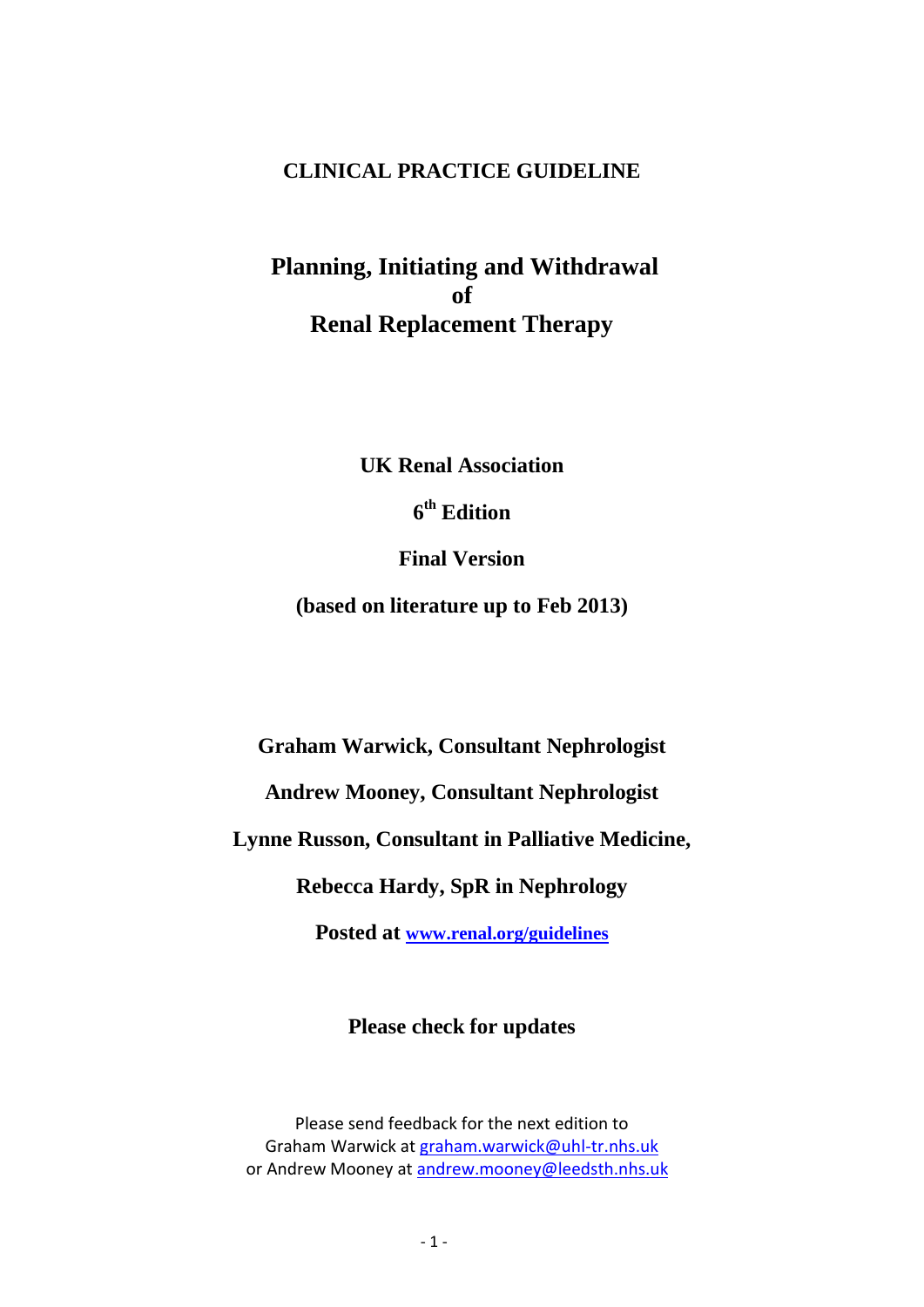**CLINICAL PRACTICE GUIDELINE**

# Planning, Initiating and Withdrawal of Renal Replacement Therapy

**UK Renal Association**

**6th Edition**

**Final Version**

**(based on literature up to Feb 2013)**

**Graham Warwick, Consultant Nephrologist**

**Andrew Mooney, Consultant Nephrologist**

**Lynne Russon, Consultant in Palliative Medicine,**

**Rebecca Hardy, SpR in Nephrology**

**Posted at [www.renal.org/guidelines](www.renal.org/guidelines)**

**Please check for updates**

Please send feedback for the next edition to
Graham Warwick at graham.warwick@uhl-tr.nhs.uk
or Andrew Mooney at andrew.mooney@leedsth.nhs.uk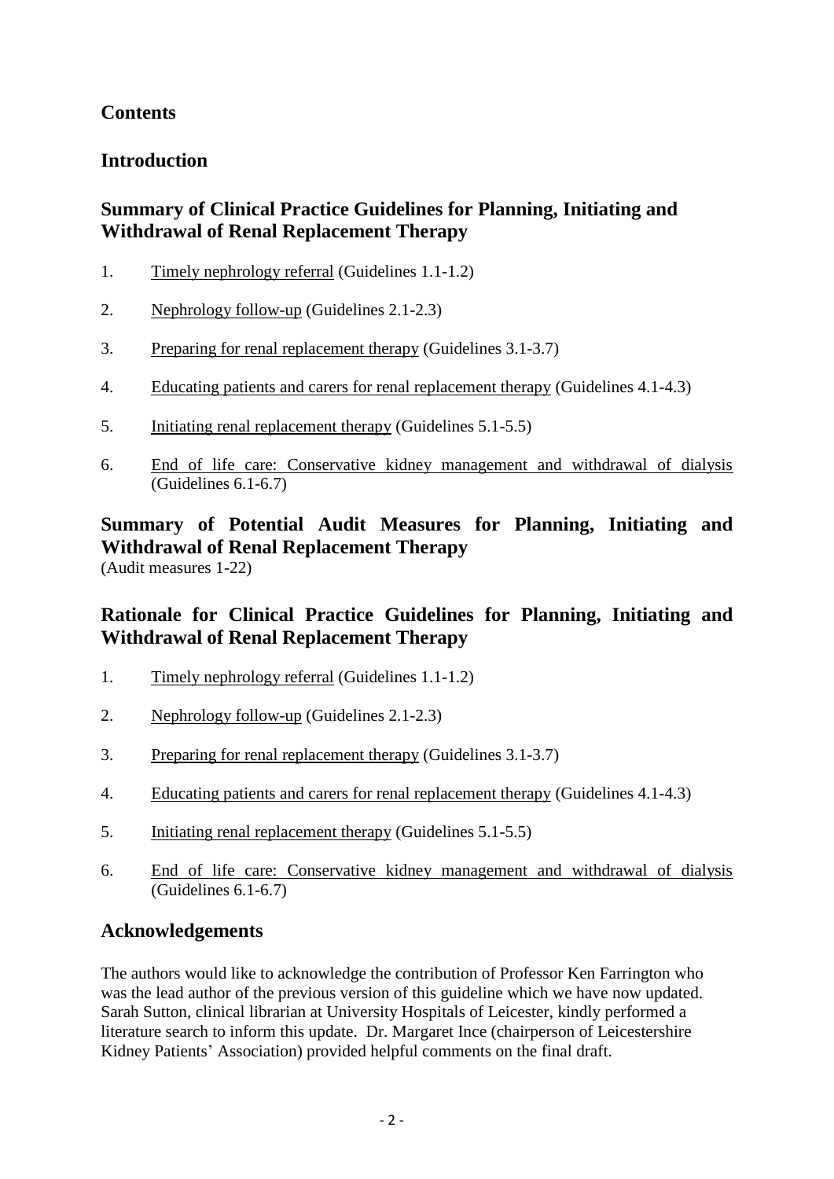## Contents

## Introduction

## Summary of Clinical Practice Guidelines for Planning, Initiating and Withdrawal of Renal Replacement Therapy

1. Timely nephrology referral (Guidelines 1.1-1.2)
2. Nephrology follow-up (Guidelines 2.1-2.3)
3. Preparing for renal replacement therapy (Guidelines 3.1-3.7)
4. Educating patients and carers for renal replacement therapy (Guidelines 4.1-4.3)
5. Initiating renal replacement therapy (Guidelines 5.1-5.5)
6. End of life care: Conservative kidney management and withdrawal of dialysis (Guidelines 6.1-6.7)

## Summary of Potential Audit Measures for Planning, Initiating and Withdrawal of Renal Replacement Therapy

(Audit measures 1-22)

## Rationale for Clinical Practice Guidelines for Planning, Initiating and Withdrawal of Renal Replacement Therapy

1. Timely nephrology referral (Guidelines 1.1-1.2)
2. Nephrology follow-up (Guidelines 2.1-2.3)
3. Preparing for renal replacement therapy (Guidelines 3.1-3.7)
4. Educating patients and carers for renal replacement therapy (Guidelines 4.1-4.3)
5. Initiating renal replacement therapy (Guidelines 5.1-5.5)
6. End of life care: Conservative kidney management and withdrawal of dialysis (Guidelines 6.1-6.7)

## Acknowledgements

The authors would like to acknowledge the contribution of Professor Ken Farrington who was the lead author of the previous version of this guideline which we have now updated. Sarah Sutton, clinical librarian at University Hospitals of Leicester, kindly performed a literature search to inform this update. Dr. Margaret Ince (chairperson of Leicestershire Kidney Patients' Association) provided helpful comments on the final draft.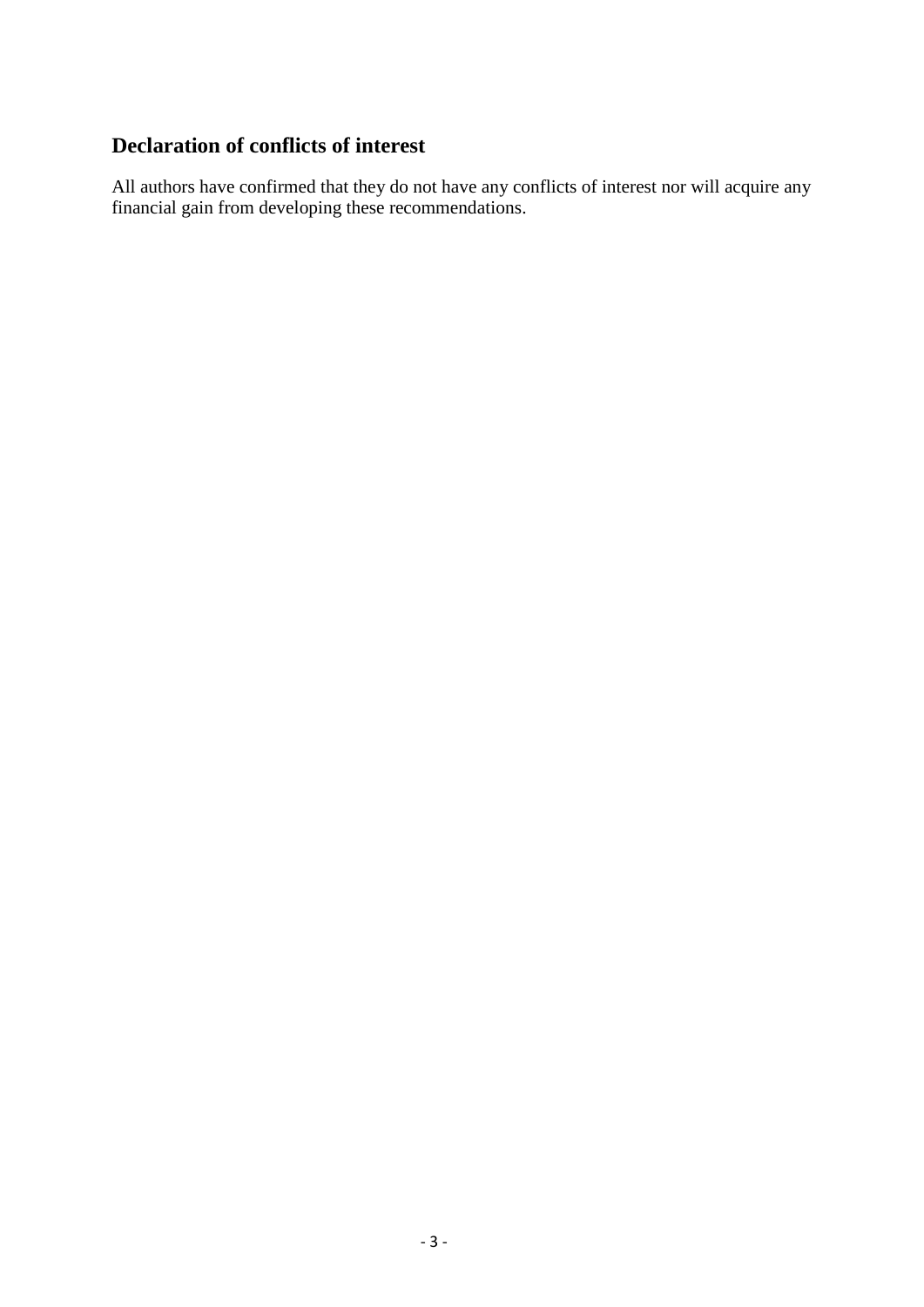## Declaration of conflicts of interest

All authors have confirmed that they do not have any conflicts of interest nor will acquire any financial gain from developing these recommendations.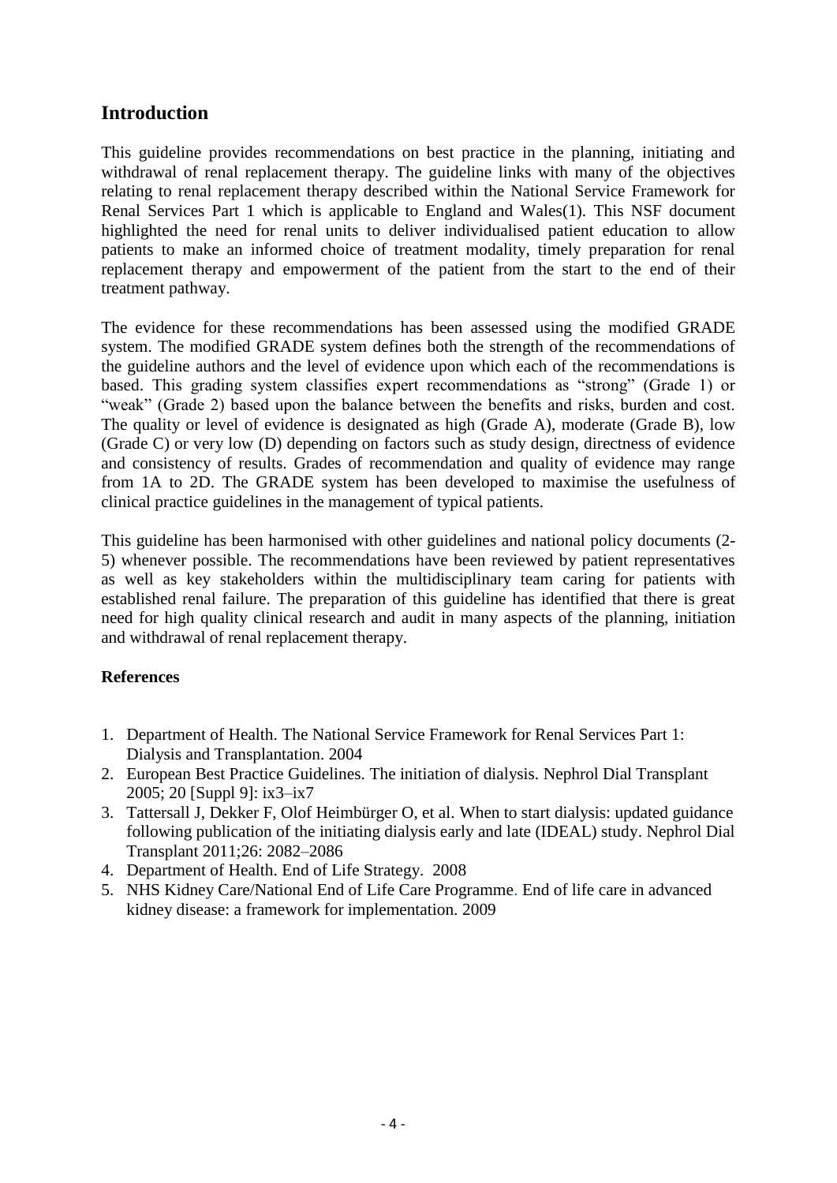## Introduction

This guideline provides recommendations on best practice in the planning, initiating and withdrawal of renal replacement therapy. The guideline links with many of the objectives relating to renal replacement therapy described within the National Service Framework for Renal Services Part 1 which is applicable to England and Wales(1). This NSF document highlighted the need for renal units to deliver individualised patient education to allow patients to make an informed choice of treatment modality, timely preparation for renal replacement therapy and empowerment of the patient from the start to the end of their treatment pathway.

The evidence for these recommendations has been assessed using the modified GRADE system. The modified GRADE system defines both the strength of the recommendations of the guideline authors and the level of evidence upon which each of the recommendations is based. This grading system classifies expert recommendations as "strong" (Grade 1) or "weak" (Grade 2) based upon the balance between the benefits and risks, burden and cost. The quality or level of evidence is designated as high (Grade A), moderate (Grade B), low (Grade C) or very low (D) depending on factors such as study design, directness of evidence and consistency of results. Grades of recommendation and quality of evidence may range from 1A to 2D. The GRADE system has been developed to maximise the usefulness of clinical practice guidelines in the management of typical patients.

This guideline has been harmonised with other guidelines and national policy documents (2-5) whenever possible. The recommendations have been reviewed by patient representatives as well as key stakeholders within the multidisciplinary team caring for patients with established renal failure. The preparation of this guideline has identified that there is great need for high quality clinical research and audit in many aspects of the planning, initiation and withdrawal of renal replacement therapy.

**References**

1. Department of Health. The National Service Framework for Renal Services Part 1: Dialysis and Transplantation. 2004
2. European Best Practice Guidelines. The initiation of dialysis. Nephrol Dial Transplant 2005; 20 [Suppl 9]: ix3–ix7
3. Tattersall J, Dekker F, Olof Heimbürger O, et al. When to start dialysis: updated guidance following publication of the initiating dialysis early and late (IDEAL) study. Nephrol Dial Transplant 2011;26: 2082–2086
4. Department of Health. End of Life Strategy. 2008
5. NHS Kidney Care/National End of Life Care Programme. End of life care in advanced kidney disease: a framework for implementation. 2009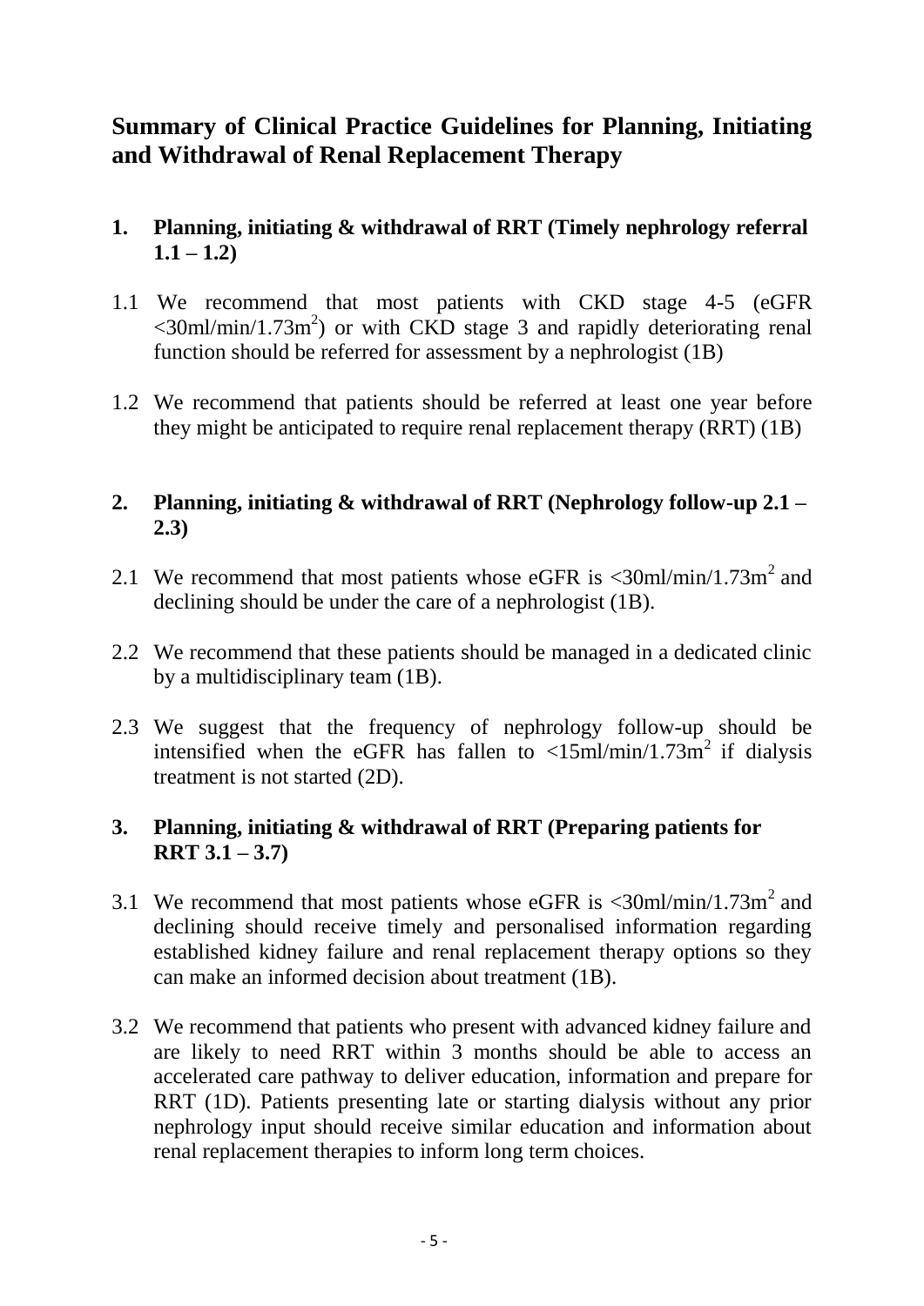# Summary of Clinical Practice Guidelines for Planning, Initiating and Withdrawal of Renal Replacement Therapy

## 1. Planning, initiating & withdrawal of RRT (Timely nephrology referral 1.1 – 1.2)

1.1 We recommend that most patients with CKD stage 4-5 (eGFR <30ml/min/1.73m$^2$) or with CKD stage 3 and rapidly deteriorating renal function should be referred for assessment by a nephrologist (1B)

1.2 We recommend that patients should be referred at least one year before they might be anticipated to require renal replacement therapy (RRT) (1B)

## 2. Planning, initiating & withdrawal of RRT (Nephrology follow-up 2.1 – 2.3)

2.1 We recommend that most patients whose eGFR is <30ml/min/1.73m$^2$ and declining should be under the care of a nephrologist (1B).

2.2 We recommend that these patients should be managed in a dedicated clinic by a multidisciplinary team (1B).

2.3 We suggest that the frequency of nephrology follow-up should be intensified when the eGFR has fallen to <15ml/min/1.73m$^2$ if dialysis treatment is not started (2D).

## 3. Planning, initiating & withdrawal of RRT (Preparing patients for RRT 3.1 – 3.7)

3.1 We recommend that most patients whose eGFR is <30ml/min/1.73m$^2$ and declining should receive timely and personalised information regarding established kidney failure and renal replacement therapy options so they can make an informed decision about treatment (1B).

3.2 We recommend that patients who present with advanced kidney failure and are likely to need RRT within 3 months should be able to access an accelerated care pathway to deliver education, information and prepare for RRT (1D). Patients presenting late or starting dialysis without any prior nephrology input should receive similar education and information about renal replacement therapies to inform long term choices.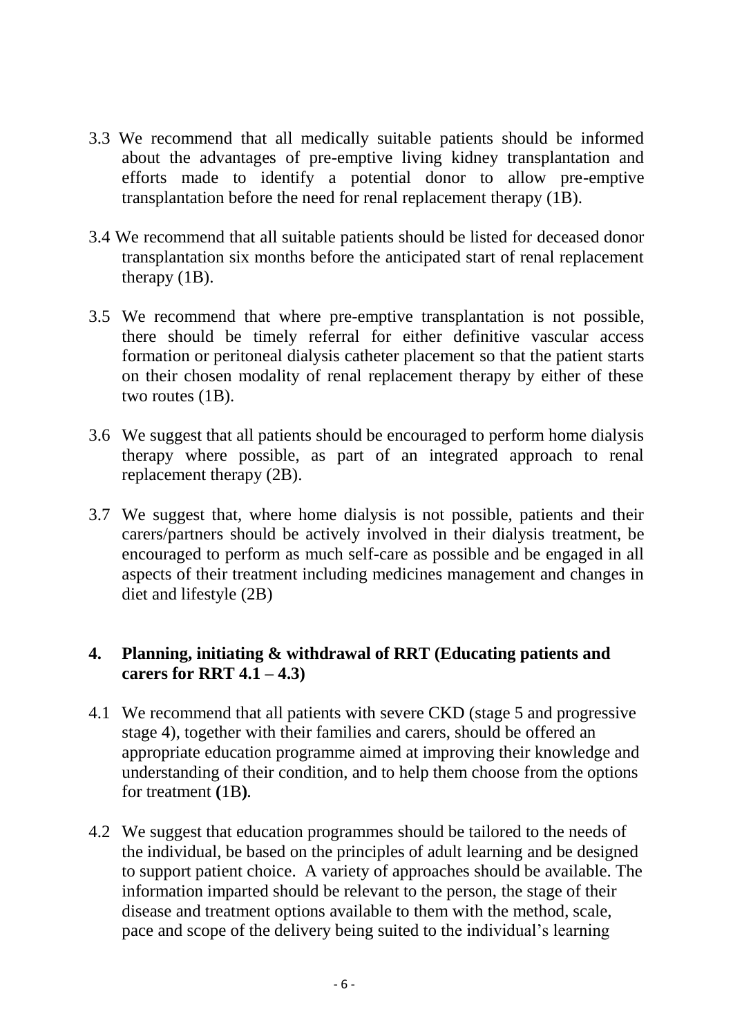3.3 We recommend that all medically suitable patients should be informed about the advantages of pre-emptive living kidney transplantation and efforts made to identify a potential donor to allow pre-emptive transplantation before the need for renal replacement therapy (1B).

3.4 We recommend that all suitable patients should be listed for deceased donor transplantation six months before the anticipated start of renal replacement therapy (1B).

3.5 We recommend that where pre-emptive transplantation is not possible, there should be timely referral for either definitive vascular access formation or peritoneal dialysis catheter placement so that the patient starts on their chosen modality of renal replacement therapy by either of these two routes (1B).

3.6 We suggest that all patients should be encouraged to perform home dialysis therapy where possible, as part of an integrated approach to renal replacement therapy (2B).

3.7 We suggest that, where home dialysis is not possible, patients and their carers/partners should be actively involved in their dialysis treatment, be encouraged to perform as much self-care as possible and be engaged in all aspects of their treatment including medicines management and changes in diet and lifestyle (2B)

## 4. Planning, initiating & withdrawal of RRT (Educating patients and carers for RRT 4.1 – 4.3)

4.1 We recommend that all patients with severe CKD (stage 5 and progressive stage 4), together with their families and carers, should be offered an appropriate education programme aimed at improving their knowledge and understanding of their condition, and to help them choose from the options for treatment **(**1B**)**.

4.2 We suggest that education programmes should be tailored to the needs of the individual, be based on the principles of adult learning and be designed to support patient choice. A variety of approaches should be available. The information imparted should be relevant to the person, the stage of their disease and treatment options available to them with the method, scale, pace and scope of the delivery being suited to the individual's learning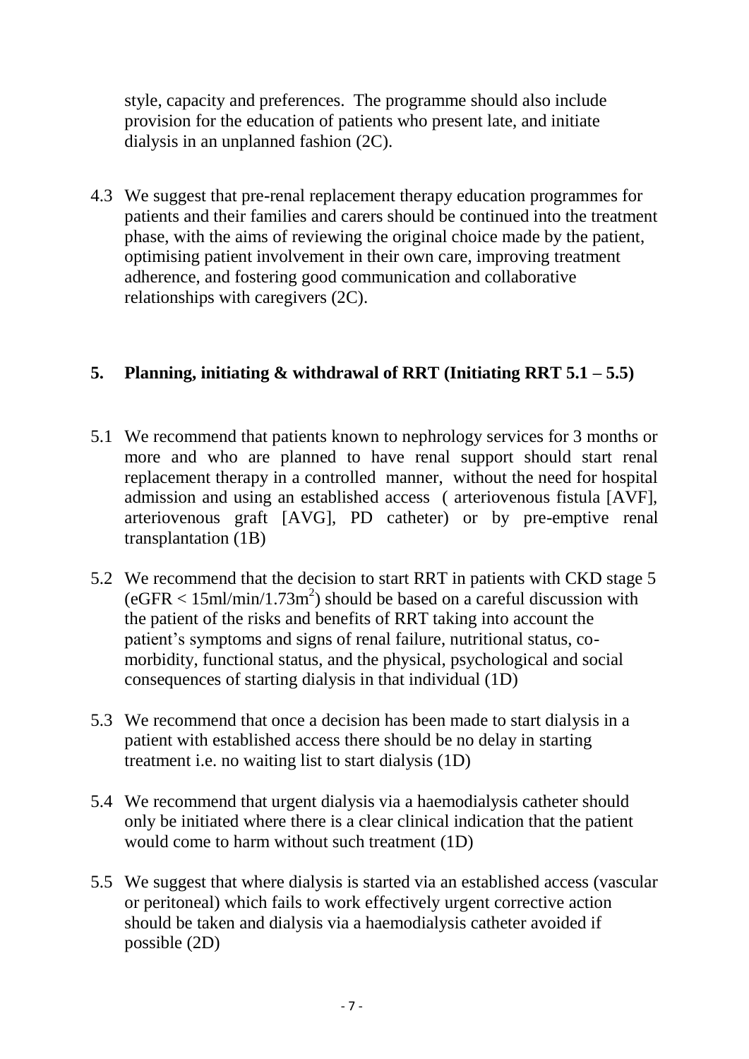style, capacity and preferences. The programme should also include provision for the education of patients who present late, and initiate dialysis in an unplanned fashion (2C).

4.3 We suggest that pre-renal replacement therapy education programmes for patients and their families and carers should be continued into the treatment phase, with the aims of reviewing the original choice made by the patient, optimising patient involvement in their own care, improving treatment adherence, and fostering good communication and collaborative relationships with caregivers (2C).

## 5. Planning, initiating & withdrawal of RRT (Initiating RRT 5.1 – 5.5)

5.1 We recommend that patients known to nephrology services for 3 months or more and who are planned to have renal support should start renal replacement therapy in a controlled manner, without the need for hospital admission and using an established access ( arteriovenous fistula [AVF], arteriovenous graft [AVG], PD catheter) or by pre-emptive renal transplantation (1B)

5.2 We recommend that the decision to start RRT in patients with CKD stage 5 (eGFR < 15ml/min/1.73m$^2$) should be based on a careful discussion with the patient of the risks and benefits of RRT taking into account the patient's symptoms and signs of renal failure, nutritional status, co-morbidity, functional status, and the physical, psychological and social consequences of starting dialysis in that individual (1D)

5.3 We recommend that once a decision has been made to start dialysis in a patient with established access there should be no delay in starting treatment i.e. no waiting list to start dialysis (1D)

5.4 We recommend that urgent dialysis via a haemodialysis catheter should only be initiated where there is a clear clinical indication that the patient would come to harm without such treatment (1D)

5.5 We suggest that where dialysis is started via an established access (vascular or peritoneal) which fails to work effectively urgent corrective action should be taken and dialysis via a haemodialysis catheter avoided if possible (2D)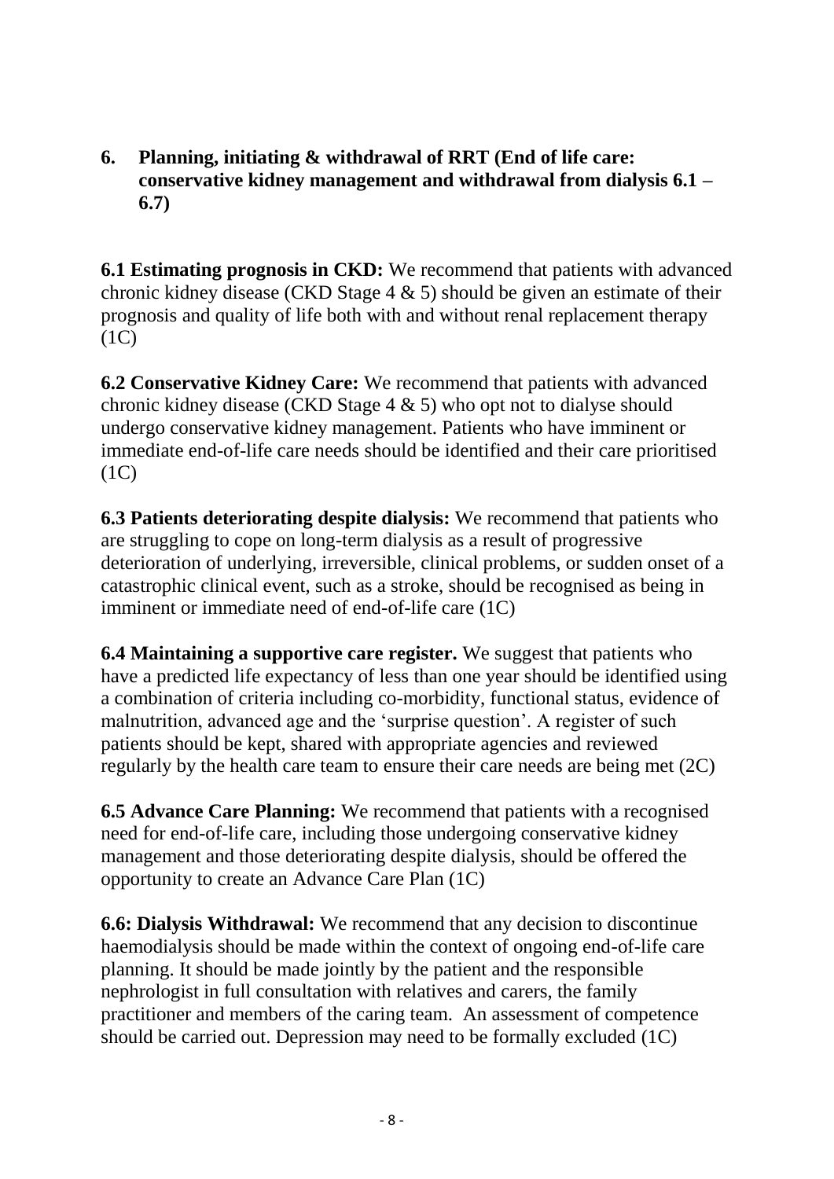## 6. Planning, initiating & withdrawal of RRT (End of life care: conservative kidney management and withdrawal from dialysis 6.1 – 6.7)

**6.1 Estimating prognosis in CKD:** We recommend that patients with advanced chronic kidney disease (CKD Stage 4 & 5) should be given an estimate of their prognosis and quality of life both with and without renal replacement therapy (1C)

**6.2 Conservative Kidney Care:** We recommend that patients with advanced chronic kidney disease (CKD Stage 4 & 5) who opt not to dialyse should undergo conservative kidney management. Patients who have imminent or immediate end-of-life care needs should be identified and their care prioritised (1C)

**6.3 Patients deteriorating despite dialysis:** We recommend that patients who are struggling to cope on long-term dialysis as a result of progressive deterioration of underlying, irreversible, clinical problems, or sudden onset of a catastrophic clinical event, such as a stroke, should be recognised as being in imminent or immediate need of end-of-life care (1C)

**6.4 Maintaining a supportive care register.** We suggest that patients who have a predicted life expectancy of less than one year should be identified using a combination of criteria including co-morbidity, functional status, evidence of malnutrition, advanced age and the 'surprise question'. A register of such patients should be kept, shared with appropriate agencies and reviewed regularly by the health care team to ensure their care needs are being met (2C)

**6.5 Advance Care Planning:** We recommend that patients with a recognised need for end-of-life care, including those undergoing conservative kidney management and those deteriorating despite dialysis, should be offered the opportunity to create an Advance Care Plan (1C)

**6.6: Dialysis Withdrawal:** We recommend that any decision to discontinue haemodialysis should be made within the context of ongoing end-of-life care planning. It should be made jointly by the patient and the responsible nephrologist in full consultation with relatives and carers, the family practitioner and members of the caring team. An assessment of competence should be carried out. Depression may need to be formally excluded (1C)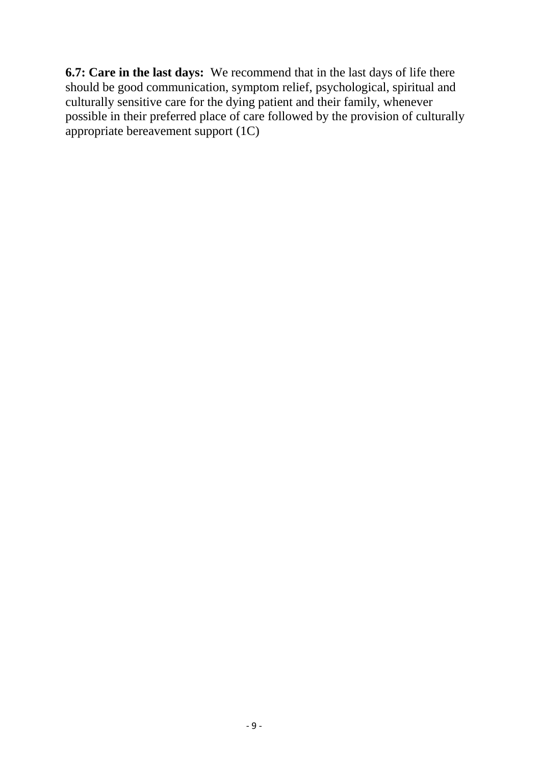**6.7: Care in the last days:** We recommend that in the last days of life there should be good communication, symptom relief, psychological, spiritual and culturally sensitive care for the dying patient and their family, whenever possible in their preferred place of care followed by the provision of culturally appropriate bereavement support (1C)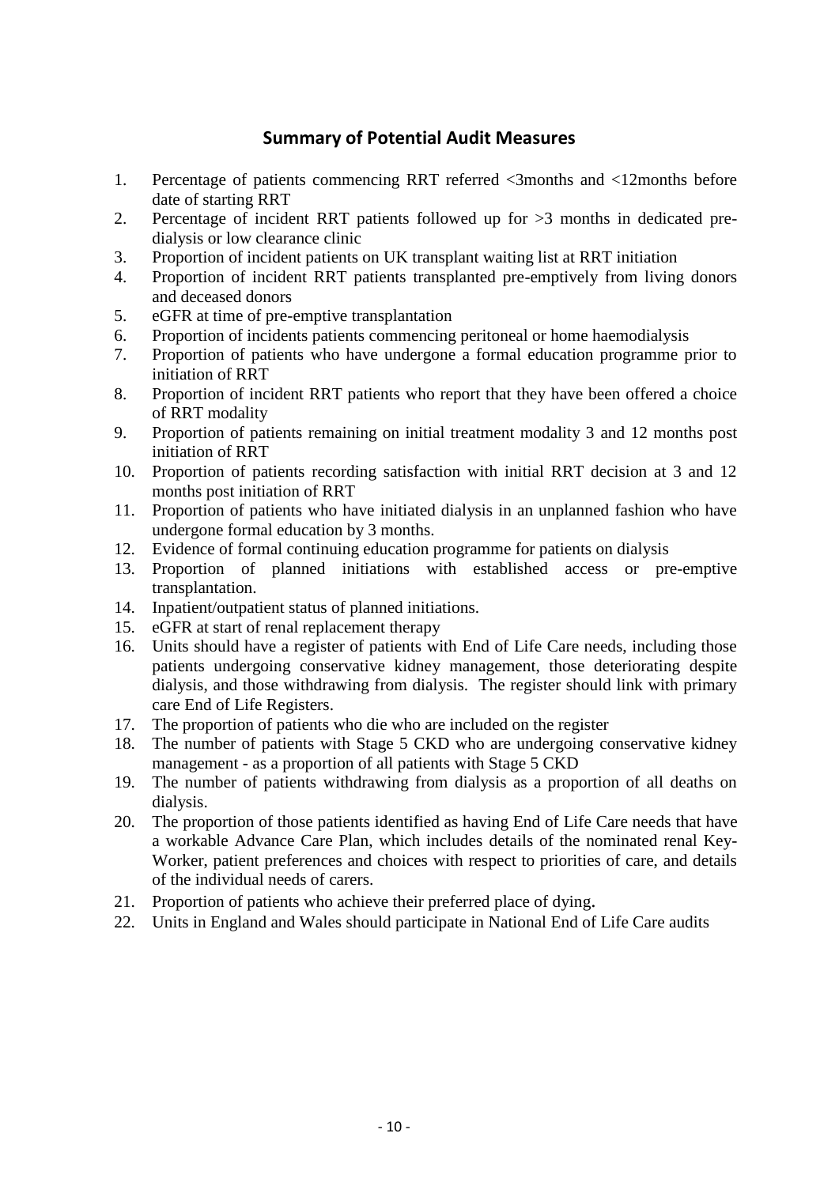## Summary of Potential Audit Measures

1. Percentage of patients commencing RRT referred <3months and <12months before date of starting RRT
2. Percentage of incident RRT patients followed up for >3 months in dedicated pre-dialysis or low clearance clinic
3. Proportion of incident patients on UK transplant waiting list at RRT initiation
4. Proportion of incident RRT patients transplanted pre-emptively from living donors and deceased donors
5. eGFR at time of pre-emptive transplantation
6. Proportion of incidents patients commencing peritoneal or home haemodialysis
7. Proportion of patients who have undergone a formal education programme prior to initiation of RRT
8. Proportion of incident RRT patients who report that they have been offered a choice of RRT modality
9. Proportion of patients remaining on initial treatment modality 3 and 12 months post initiation of RRT
10. Proportion of patients recording satisfaction with initial RRT decision at 3 and 12 months post initiation of RRT
11. Proportion of patients who have initiated dialysis in an unplanned fashion who have undergone formal education by 3 months.
12. Evidence of formal continuing education programme for patients on dialysis
13. Proportion of planned initiations with established access or pre-emptive transplantation.
14. Inpatient/outpatient status of planned initiations.
15. eGFR at start of renal replacement therapy
16. Units should have a register of patients with End of Life Care needs, including those patients undergoing conservative kidney management, those deteriorating despite dialysis, and those withdrawing from dialysis. The register should link with primary care End of Life Registers.
17. The proportion of patients who die who are included on the register
18. The number of patients with Stage 5 CKD who are undergoing conservative kidney management - as a proportion of all patients with Stage 5 CKD
19. The number of patients withdrawing from dialysis as a proportion of all deaths on dialysis.
20. The proportion of those patients identified as having End of Life Care needs that have a workable Advance Care Plan, which includes details of the nominated renal Key-Worker, patient preferences and choices with respect to priorities of care, and details of the individual needs of carers.
21. Proportion of patients who achieve their preferred place of dying.
22. Units in England and Wales should participate in National End of Life Care audits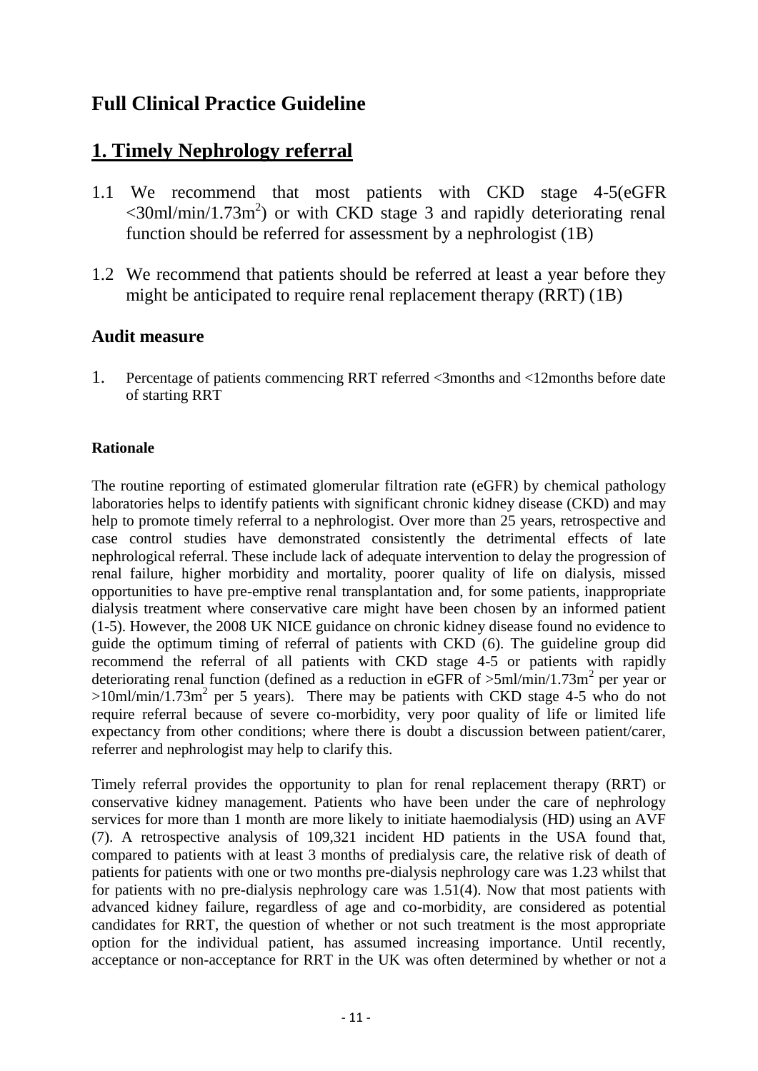# Full Clinical Practice Guideline

## 1. Timely Nephrology referral

1.1 We recommend that most patients with CKD stage 4-5(eGFR $<30$ml/min/1.73m$^2$) or with CKD stage 3 and rapidly deteriorating renal function should be referred for assessment by a nephrologist (1B)

1.2 We recommend that patients should be referred at least a year before they might be anticipated to require renal replacement therapy (RRT) (1B)

### Audit measure

1. Percentage of patients commencing RRT referred <3months and <12months before date of starting RRT

#### Rationale

The routine reporting of estimated glomerular filtration rate (eGFR) by chemical pathology laboratories helps to identify patients with significant chronic kidney disease (CKD) and may help to promote timely referral to a nephrologist. Over more than 25 years, retrospective and case control studies have demonstrated consistently the detrimental effects of late nephrological referral. These include lack of adequate intervention to delay the progression of renal failure, higher morbidity and mortality, poorer quality of life on dialysis, missed opportunities to have pre-emptive renal transplantation and, for some patients, inappropriate dialysis treatment where conservative care might have been chosen by an informed patient (1-5). However, the 2008 UK NICE guidance on chronic kidney disease found no evidence to guide the optimum timing of referral of patients with CKD (6). The guideline group did recommend the referral of all patients with CKD stage 4-5 or patients with rapidly deteriorating renal function (defined as a reduction in eGFR of $>5$ml/min/1.73m$^2$ per year or $>10$ml/min/1.73m$^2$ per 5 years). There may be patients with CKD stage 4-5 who do not require referral because of severe co-morbidity, very poor quality of life or limited life expectancy from other conditions; where there is doubt a discussion between patient/carer, referrer and nephrologist may help to clarify this.

Timely referral provides the opportunity to plan for renal replacement therapy (RRT) or conservative kidney management. Patients who have been under the care of nephrology services for more than 1 month are more likely to initiate haemodialysis (HD) using an AVF (7). A retrospective analysis of 109,321 incident HD patients in the USA found that, compared to patients with at least 3 months of predialysis care, the relative risk of death of patients for patients with one or two months pre-dialysis nephrology care was 1.23 whilst that for patients with no pre-dialysis nephrology care was 1.51(4). Now that most patients with advanced kidney failure, regardless of age and co-morbidity, are considered as potential candidates for RRT, the question of whether or not such treatment is the most appropriate option for the individual patient, has assumed increasing importance. Until recently, acceptance or non-acceptance for RRT in the UK was often determined by whether or not a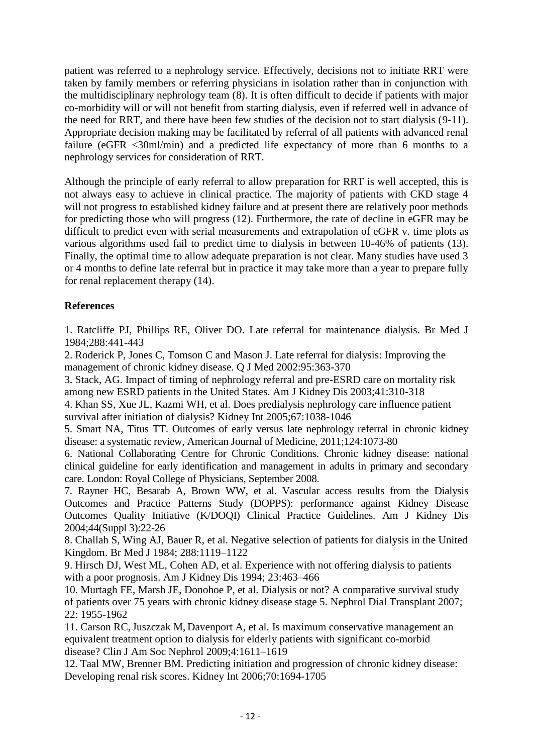patient was referred to a nephrology service. Effectively, decisions not to initiate RRT were taken by family members or referring physicians in isolation rather than in conjunction with the multidisciplinary nephrology team (8). It is often difficult to decide if patients with major co-morbidity will or will not benefit from starting dialysis, even if referred well in advance of the need for RRT, and there have been few studies of the decision not to start dialysis (9-11). Appropriate decision making may be facilitated by referral of all patients with advanced renal failure (eGFR <30ml/min) and a predicted life expectancy of more than 6 months to a nephrology services for consideration of RRT.

Although the principle of early referral to allow preparation for RRT is well accepted, this is not always easy to achieve in clinical practice. The majority of patients with CKD stage 4 will not progress to established kidney failure and at present there are relatively poor methods for predicting those who will progress (12). Furthermore, the rate of decline in eGFR may be difficult to predict even with serial measurements and extrapolation of eGFR v. time plots as various algorithms used fail to predict time to dialysis in between 10-46% of patients (13). Finally, the optimal time to allow adequate preparation is not clear. Many studies have used 3 or 4 months to define late referral but in practice it may take more than a year to prepare fully for renal replacement therapy (14).

**References**

1. Ratcliffe PJ, Phillips RE, Oliver DO. Late referral for maintenance dialysis. Br Med J 1984;288:441-443
2. Roderick P, Jones C, Tomson C and Mason J. Late referral for dialysis: Improving the management of chronic kidney disease. Q J Med 2002:95:363-370
3. Stack, AG. Impact of timing of nephrology referral and pre-ESRD care on mortality risk among new ESRD patients in the United States. Am J Kidney Dis 2003;41:310-318
4. Khan SS, Xue JL, Kazmi WH, et al. Does predialysis nephrology care influence patient survival after initiation of dialysis? Kidney Int 2005;67:1038-1046
5. Smart NA, Titus TT. Outcomes of early versus late nephrology referral in chronic kidney disease: a systematic review, American Journal of Medicine, 2011;124:1073-80
6. National Collaborating Centre for Chronic Conditions. Chronic kidney disease: national clinical guideline for early identification and management in adults in primary and secondary care. London: Royal College of Physicians, September 2008.
7. Rayner HC, Besarab A, Brown WW, et al. Vascular access results from the Dialysis Outcomes and Practice Patterns Study (DOPPS): performance against Kidney Disease Outcomes Quality Initiative (K/DOQI) Clinical Practice Guidelines. Am J Kidney Dis 2004;44(Suppl 3):22-26
8. Challah S, Wing AJ, Bauer R, et al. Negative selection of patients for dialysis in the United Kingdom. Br Med J 1984; 288:1119–1122
9. Hirsch DJ, West ML, Cohen AD, et al. Experience with not offering dialysis to patients with a poor prognosis. Am J Kidney Dis 1994; 23:463–466
10. Murtagh FE, Marsh JE, Donohoe P, et al. Dialysis or not? A comparative survival study of patients over 75 years with chronic kidney disease stage 5. Nephrol Dial Transplant 2007; 22: 1955-1962
11. Carson RC, Juszczak M, Davenport A, et al. Is maximum conservative management an equivalent treatment option to dialysis for elderly patients with significant co-morbid disease? Clin J Am Soc Nephrol 2009;4:1611–1619
12. Taal MW, Brenner BM. Predicting initiation and progression of chronic kidney disease: Developing renal risk scores. Kidney Int 2006;70:1694-1705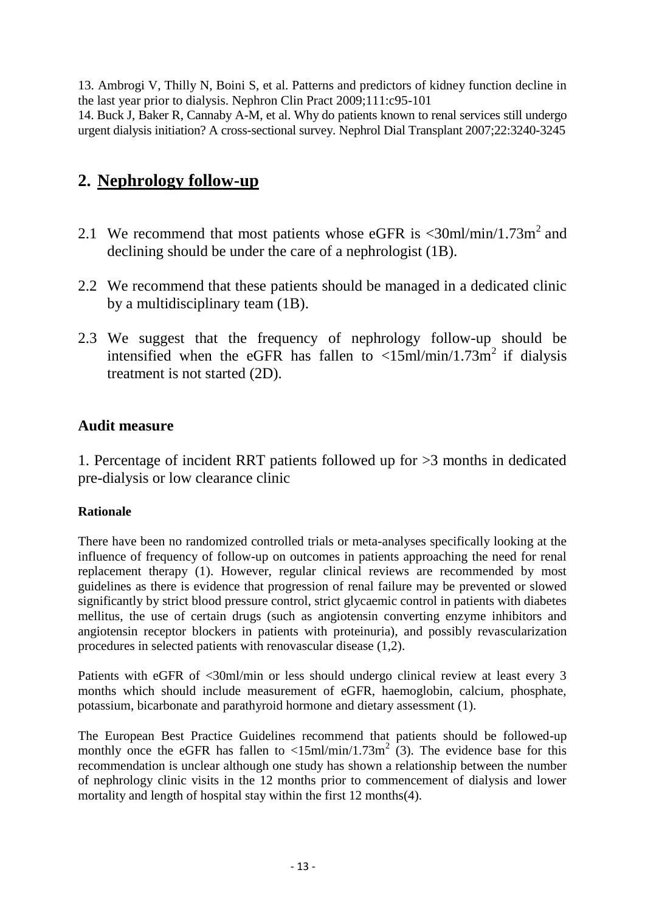13. Ambrogi V, Thilly N, Boini S, et al. Patterns and predictors of kidney function decline in the last year prior to dialysis. Nephron Clin Pract 2009;111:c95-101

14. Buck J, Baker R, Cannaby A-M, et al. Why do patients known to renal services still undergo urgent dialysis initiation? A cross-sectional survey. Nephrol Dial Transplant 2007;22:3240-3245

## 2. Nephrology follow-up

2.1 We recommend that most patients whose eGFR is <30ml/min/1.73m$^2$ and declining should be under the care of a nephrologist (1B).

2.2 We recommend that these patients should be managed in a dedicated clinic by a multidisciplinary team (1B).

2.3 We suggest that the frequency of nephrology follow-up should be intensified when the eGFR has fallen to <15ml/min/1.73m$^2$ if dialysis treatment is not started (2D).

### Audit measure

1. Percentage of incident RRT patients followed up for >3 months in dedicated pre-dialysis or low clearance clinic

#### Rationale

There have been no randomized controlled trials or meta-analyses specifically looking at the influence of frequency of follow-up on outcomes in patients approaching the need for renal replacement therapy (1). However, regular clinical reviews are recommended by most guidelines as there is evidence that progression of renal failure may be prevented or slowed significantly by strict blood pressure control, strict glycaemic control in patients with diabetes mellitus, the use of certain drugs (such as angiotensin converting enzyme inhibitors and angiotensin receptor blockers in patients with proteinuria), and possibly revascularization procedures in selected patients with renovascular disease (1,2).

Patients with eGFR of <30ml/min or less should undergo clinical review at least every 3 months which should include measurement of eGFR, haemoglobin, calcium, phosphate, potassium, bicarbonate and parathyroid hormone and dietary assessment (1).

The European Best Practice Guidelines recommend that patients should be followed-up monthly once the eGFR has fallen to <15ml/min/1.73m$^2$ (3). The evidence base for this recommendation is unclear although one study has shown a relationship between the number of nephrology clinic visits in the 12 months prior to commencement of dialysis and lower mortality and length of hospital stay within the first 12 months(4).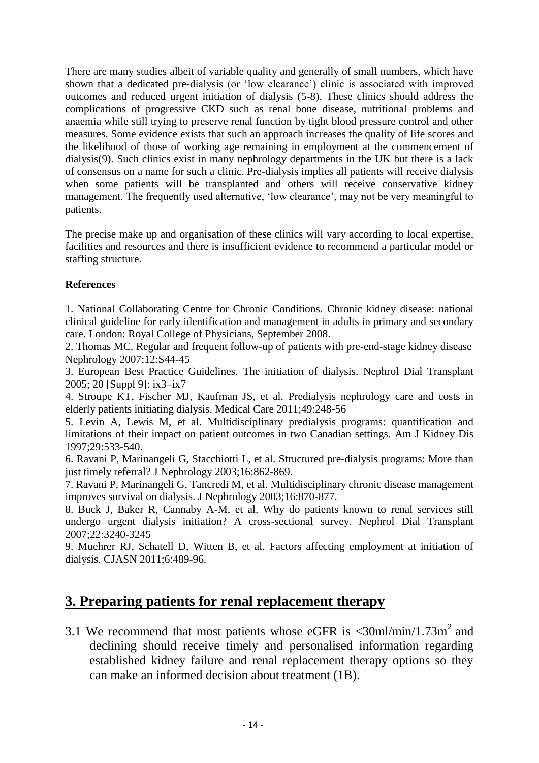There are many studies albeit of variable quality and generally of small numbers, which have shown that a dedicated pre-dialysis (or 'low clearance') clinic is associated with improved outcomes and reduced urgent initiation of dialysis (5-8). These clinics should address the complications of progressive CKD such as renal bone disease, nutritional problems and anaemia while still trying to preserve renal function by tight blood pressure control and other measures. Some evidence exists that such an approach increases the quality of life scores and the likelihood of those of working age remaining in employment at the commencement of dialysis(9). Such clinics exist in many nephrology departments in the UK but there is a lack of consensus on a name for such a clinic. Pre-dialysis implies all patients will receive dialysis when some patients will be transplanted and others will receive conservative kidney management. The frequently used alternative, 'low clearance', may not be very meaningful to patients.

The precise make up and organisation of these clinics will vary according to local expertise, facilities and resources and there is insufficient evidence to recommend a particular model or staffing structure.

**References**

1. National Collaborating Centre for Chronic Conditions. Chronic kidney disease: national clinical guideline for early identification and management in adults in primary and secondary care. London: Royal College of Physicians, September 2008.
2. Thomas MC. Regular and frequent follow-up of patients with pre-end-stage kidney disease Nephrology 2007;12:S44-45
3. European Best Practice Guidelines. The initiation of dialysis. Nephrol Dial Transplant 2005; 20 [Suppl 9]: ix3–ix7
4. Stroupe KT, Fischer MJ, Kaufman JS, et al. Predialysis nephrology care and costs in elderly patients initiating dialysis. Medical Care 2011;49:248-56
5. Levin A, Lewis M, et al. Multidisciplinary predialysis programs: quantification and limitations of their impact on patient outcomes in two Canadian settings. Am J Kidney Dis 1997;29:533-540.
6. Ravani P, Marinangeli G, Stacchiotti L, et al. Structured pre-dialysis programs: More than just timely referral? J Nephrology 2003;16:862-869.
7. Ravani P, Marinangeli G, Tancredi M, et al. Multidisciplinary chronic disease management improves survival on dialysis. J Nephrology 2003;16:870-877.
8. Buck J, Baker R, Cannaby A-M, et al. Why do patients known to renal services still undergo urgent dialysis initiation? A cross-sectional survey. Nephrol Dial Transplant 2007;22:3240-3245
9. Muehrer RJ, Schatell D, Witten B, et al. Factors affecting employment at initiation of dialysis. CJASN 2011;6:489-96.

## 3. Preparing patients for renal replacement therapy

3.1 We recommend that most patients whose eGFR is $<30$ml/min/1.73m$^2$ and declining should receive timely and personalised information regarding established kidney failure and renal replacement therapy options so they can make an informed decision about treatment (1B).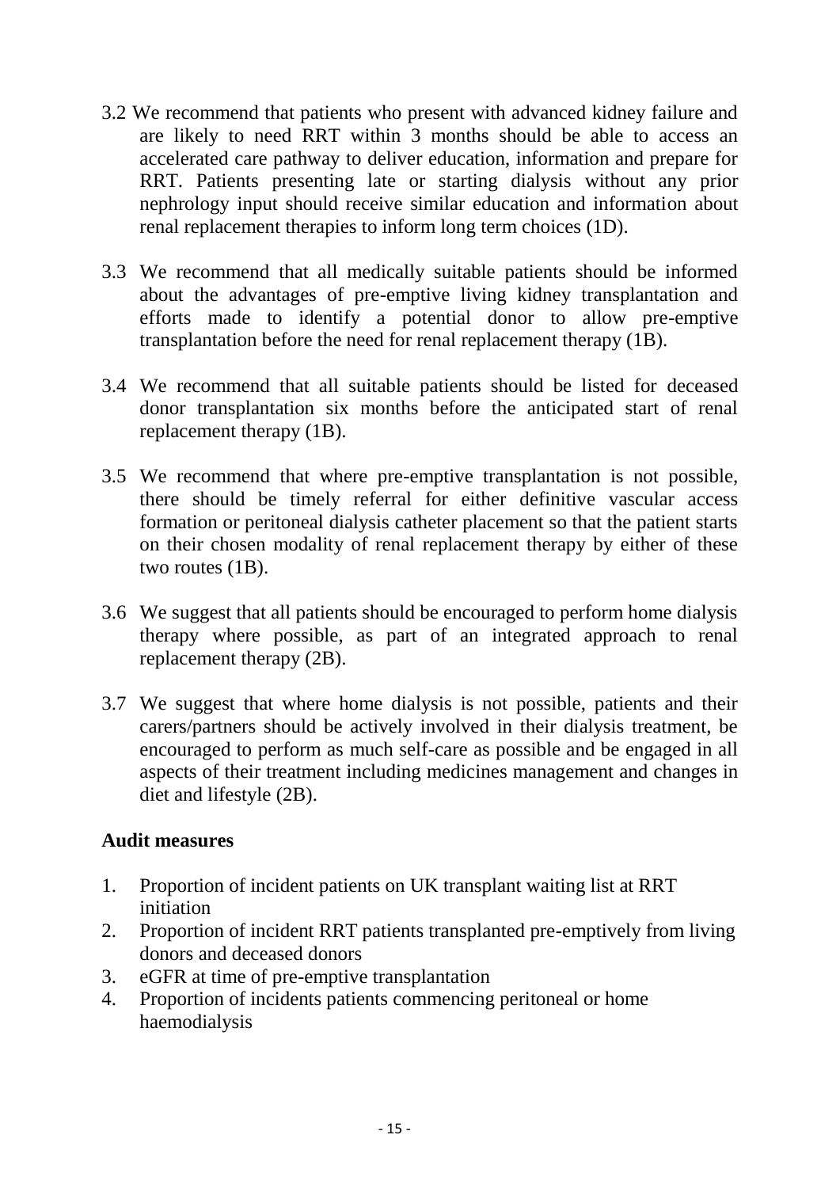3.2 We recommend that patients who present with advanced kidney failure and are likely to need RRT within 3 months should be able to access an accelerated care pathway to deliver education, information and prepare for RRT. Patients presenting late or starting dialysis without any prior nephrology input should receive similar education and information about renal replacement therapies to inform long term choices (1D).

3.3 We recommend that all medically suitable patients should be informed about the advantages of pre-emptive living kidney transplantation and efforts made to identify a potential donor to allow pre-emptive transplantation before the need for renal replacement therapy (1B).

3.4 We recommend that all suitable patients should be listed for deceased donor transplantation six months before the anticipated start of renal replacement therapy (1B).

3.5 We recommend that where pre-emptive transplantation is not possible, there should be timely referral for either definitive vascular access formation or peritoneal dialysis catheter placement so that the patient starts on their chosen modality of renal replacement therapy by either of these two routes (1B).

3.6 We suggest that all patients should be encouraged to perform home dialysis therapy where possible, as part of an integrated approach to renal replacement therapy (2B).

3.7 We suggest that where home dialysis is not possible, patients and their carers/partners should be actively involved in their dialysis treatment, be encouraged to perform as much self-care as possible and be engaged in all aspects of their treatment including medicines management and changes in diet and lifestyle (2B).

**Audit measures**

1. Proportion of incident patients on UK transplant waiting list at RRT initiation
2. Proportion of incident RRT patients transplanted pre-emptively from living donors and deceased donors
3. eGFR at time of pre-emptive transplantation
4. Proportion of incidents patients commencing peritoneal or home haemodialysis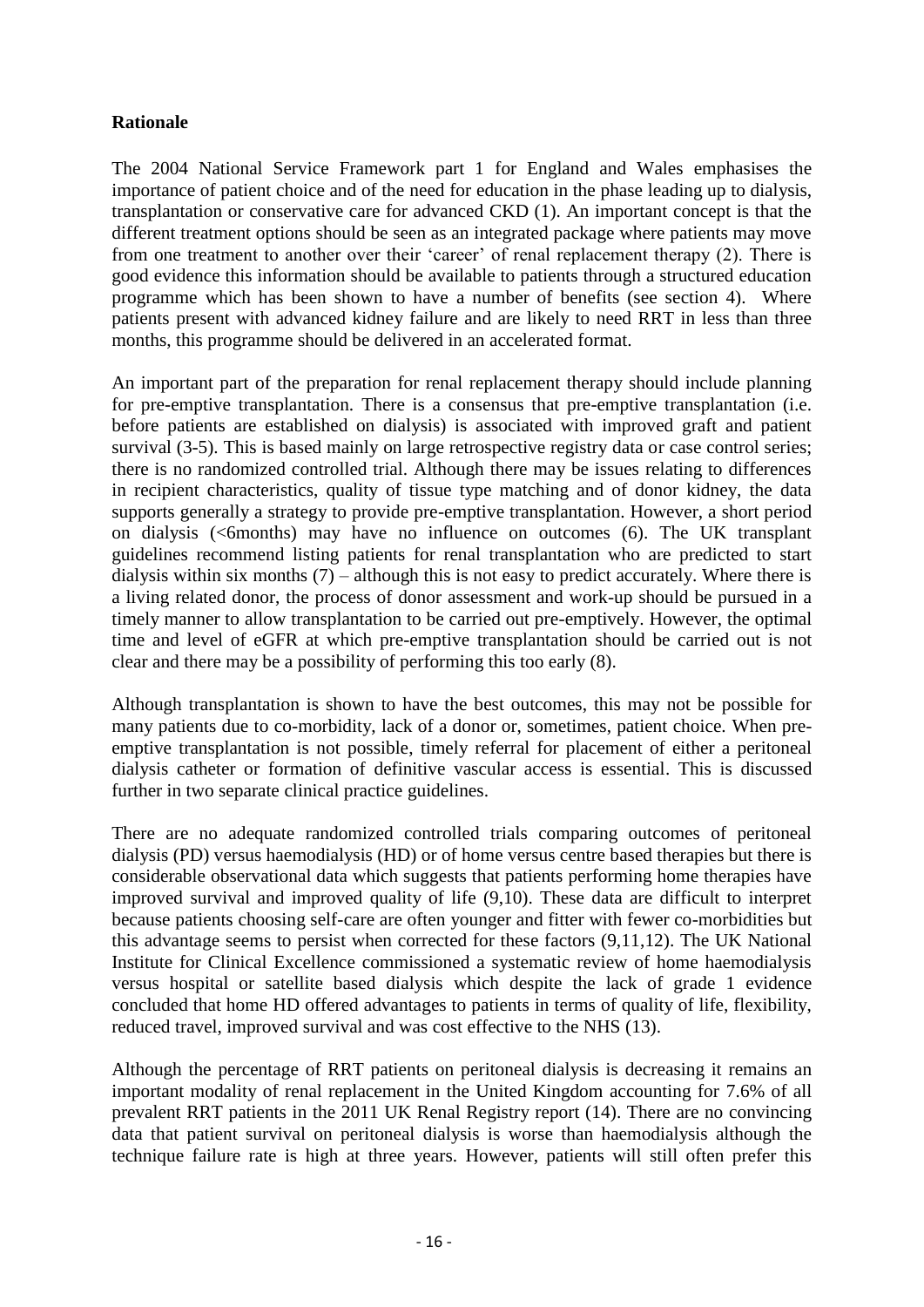**Rationale**

The 2004 National Service Framework part 1 for England and Wales emphasises the importance of patient choice and of the need for education in the phase leading up to dialysis, transplantation or conservative care for advanced CKD (1). An important concept is that the different treatment options should be seen as an integrated package where patients may move from one treatment to another over their 'career' of renal replacement therapy (2). There is good evidence this information should be available to patients through a structured education programme which has been shown to have a number of benefits (see section 4). Where patients present with advanced kidney failure and are likely to need RRT in less than three months, this programme should be delivered in an accelerated format.

An important part of the preparation for renal replacement therapy should include planning for pre-emptive transplantation. There is a consensus that pre-emptive transplantation (i.e. before patients are established on dialysis) is associated with improved graft and patient survival (3-5). This is based mainly on large retrospective registry data or case control series; there is no randomized controlled trial. Although there may be issues relating to differences in recipient characteristics, quality of tissue type matching and of donor kidney, the data supports generally a strategy to provide pre-emptive transplantation. However, a short period on dialysis (<6months) may have no influence on outcomes (6). The UK transplant guidelines recommend listing patients for renal transplantation who are predicted to start dialysis within six months (7) – although this is not easy to predict accurately. Where there is a living related donor, the process of donor assessment and work-up should be pursued in a timely manner to allow transplantation to be carried out pre-emptively. However, the optimal time and level of eGFR at which pre-emptive transplantation should be carried out is not clear and there may be a possibility of performing this too early (8).

Although transplantation is shown to have the best outcomes, this may not be possible for many patients due to co-morbidity, lack of a donor or, sometimes, patient choice. When pre-emptive transplantation is not possible, timely referral for placement of either a peritoneal dialysis catheter or formation of definitive vascular access is essential. This is discussed further in two separate clinical practice guidelines.

There are no adequate randomized controlled trials comparing outcomes of peritoneal dialysis (PD) versus haemodialysis (HD) or of home versus centre based therapies but there is considerable observational data which suggests that patients performing home therapies have improved survival and improved quality of life (9,10). These data are difficult to interpret because patients choosing self-care are often younger and fitter with fewer co-morbidities but this advantage seems to persist when corrected for these factors (9,11,12). The UK National Institute for Clinical Excellence commissioned a systematic review of home haemodialysis versus hospital or satellite based dialysis which despite the lack of grade 1 evidence concluded that home HD offered advantages to patients in terms of quality of life, flexibility, reduced travel, improved survival and was cost effective to the NHS (13).

Although the percentage of RRT patients on peritoneal dialysis is decreasing it remains an important modality of renal replacement in the United Kingdom accounting for 7.6% of all prevalent RRT patients in the 2011 UK Renal Registry report (14). There are no convincing data that patient survival on peritoneal dialysis is worse than haemodialysis although the technique failure rate is high at three years. However, patients will still often prefer this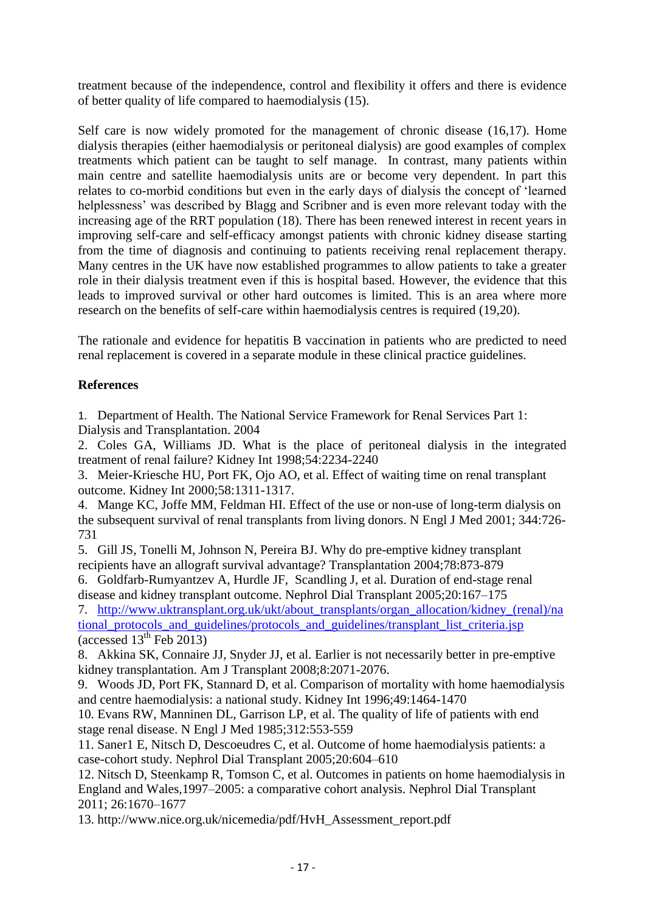treatment because of the independence, control and flexibility it offers and there is evidence of better quality of life compared to haemodialysis (15).

Self care is now widely promoted for the management of chronic disease (16,17). Home dialysis therapies (either haemodialysis or peritoneal dialysis) are good examples of complex treatments which patient can be taught to self manage. In contrast, many patients within main centre and satellite haemodialysis units are or become very dependent. In part this relates to co-morbid conditions but even in the early days of dialysis the concept of 'learned helplessness' was described by Blagg and Scribner and is even more relevant today with the increasing age of the RRT population (18). There has been renewed interest in recent years in improving self-care and self-efficacy amongst patients with chronic kidney disease starting from the time of diagnosis and continuing to patients receiving renal replacement therapy. Many centres in the UK have now established programmes to allow patients to take a greater role in their dialysis treatment even if this is hospital based. However, the evidence that this leads to improved survival or other hard outcomes is limited. This is an area where more research on the benefits of self-care within haemodialysis centres is required (19,20).

The rationale and evidence for hepatitis B vaccination in patients who are predicted to need renal replacement is covered in a separate module in these clinical practice guidelines.

## References

1. Department of Health. The National Service Framework for Renal Services Part 1: Dialysis and Transplantation. 2004
2. Coles GA, Williams JD. What is the place of peritoneal dialysis in the integrated treatment of renal failure? Kidney Int 1998;54:2234-2240
3. Meier-Kriesche HU, Port FK, Ojo AO, et al. Effect of waiting time on renal transplant outcome. Kidney Int 2000;58:1311-1317.
4. Mange KC, Joffe MM, Feldman HI. Effect of the use or non-use of long-term dialysis on the subsequent survival of renal transplants from living donors. N Engl J Med 2001; 344:726-731
5. Gill JS, Tonelli M, Johnson N, Pereira BJ. Why do pre-emptive kidney transplant recipients have an allograft survival advantage? Transplantation 2004;78:873-879
6. Goldfarb-Rumyantzev A, Hurdle JF, Scandling J, et al. Duration of end-stage renal disease and kidney transplant outcome. Nephrol Dial Transplant 2005;20:167–175
7. http://www.uktransplant.org.uk/ukt/about_transplants/organ_allocation/kidney_(renal)/national_protocols_and_guidelines/protocols_and_guidelines/transplant_list_criteria.jsp (accessed 13th Feb 2013)
8. Akkina SK, Connaire JJ, Snyder JJ, et al. Earlier is not necessarily better in pre-emptive kidney transplantation. Am J Transplant 2008;8:2071-2076.
9. Woods JD, Port FK, Stannard D, et al. Comparison of mortality with home haemodialysis and centre haemodialysis: a national study. Kidney Int 1996;49:1464-1470
10. Evans RW, Manninen DL, Garrison LP, et al. The quality of life of patients with end stage renal disease. N Engl J Med 1985;312:553-559
11. Saner1 E, Nitsch D, Descoeudres C, et al. Outcome of home haemodialysis patients: a case-cohort study. Nephrol Dial Transplant 2005;20:604–610
12. Nitsch D, Steenkamp R, Tomson C, et al. Outcomes in patients on home haemodialysis in England and Wales,1997–2005: a comparative cohort analysis. Nephrol Dial Transplant 2011; 26:1670–1677
13. http://www.nice.org.uk/nicemedia/pdf/HvH_Assessment_report.pdf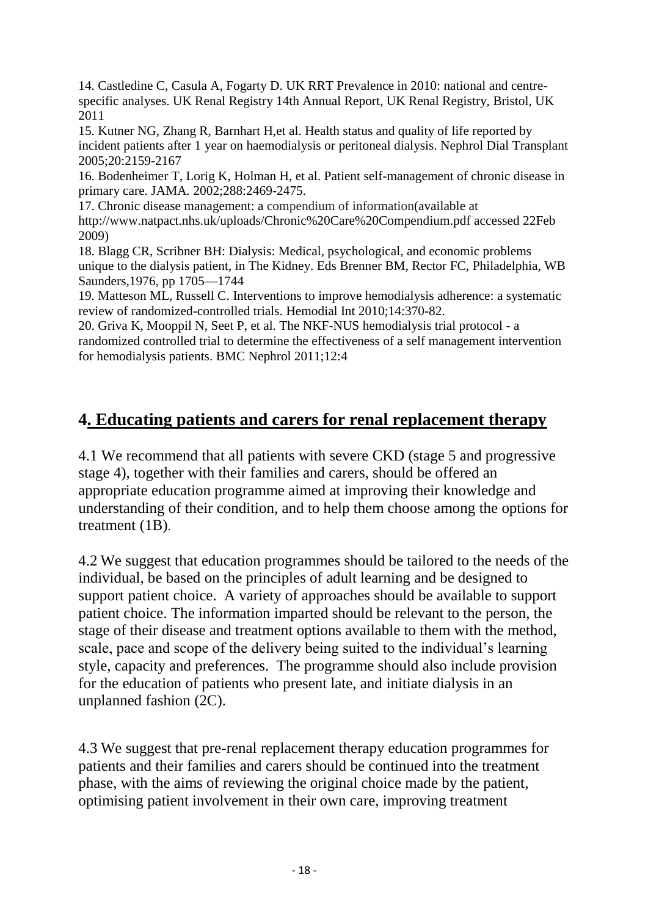14. Castledine C, Casula A, Fogarty D. UK RRT Prevalence in 2010: national and centre-specific analyses. UK Renal Registry 14th Annual Report, UK Renal Registry, Bristol, UK 2011

15. Kutner NG, Zhang R, Barnhart H,et al. Health status and quality of life reported by incident patients after 1 year on haemodialysis or peritoneal dialysis. Nephrol Dial Transplant 2005;20:2159-2167

16. Bodenheimer T, Lorig K, Holman H, et al. Patient self-management of chronic disease in primary care. JAMA. 2002;288:2469-2475.

17. Chronic disease management: a compendium of information(available at http://www.natpact.nhs.uk/uploads/Chronic%20Care%20Compendium.pdf accessed 22Feb 2009)

18. Blagg CR, Scribner BH: Dialysis: Medical, psychological, and economic problems unique to the dialysis patient, in The Kidney. Eds Brenner BM, Rector FC, Philadelphia, WB Saunders,1976, pp 1705—1744

19. Matteson ML, Russell C. Interventions to improve hemodialysis adherence: a systematic review of randomized-controlled trials. Hemodial Int 2010;14:370-82.

20. Griva K, Mooppil N, Seet P, et al. The NKF-NUS hemodialysis trial protocol - a randomized controlled trial to determine the effectiveness of a self management intervention for hemodialysis patients. BMC Nephrol 2011;12:4

## 4. Educating patients and carers for renal replacement therapy

4.1 We recommend that all patients with severe CKD (stage 5 and progressive stage 4), together with their families and carers, should be offered an appropriate education programme aimed at improving their knowledge and understanding of their condition, and to help them choose among the options for treatment (1B).

4.2 We suggest that education programmes should be tailored to the needs of the individual, be based on the principles of adult learning and be designed to support patient choice. A variety of approaches should be available to support patient choice. The information imparted should be relevant to the person, the stage of their disease and treatment options available to them with the method, scale, pace and scope of the delivery being suited to the individual's learning style, capacity and preferences. The programme should also include provision for the education of patients who present late, and initiate dialysis in an unplanned fashion (2C).

4.3 We suggest that pre-renal replacement therapy education programmes for patients and their families and carers should be continued into the treatment phase, with the aims of reviewing the original choice made by the patient, optimising patient involvement in their own care, improving treatment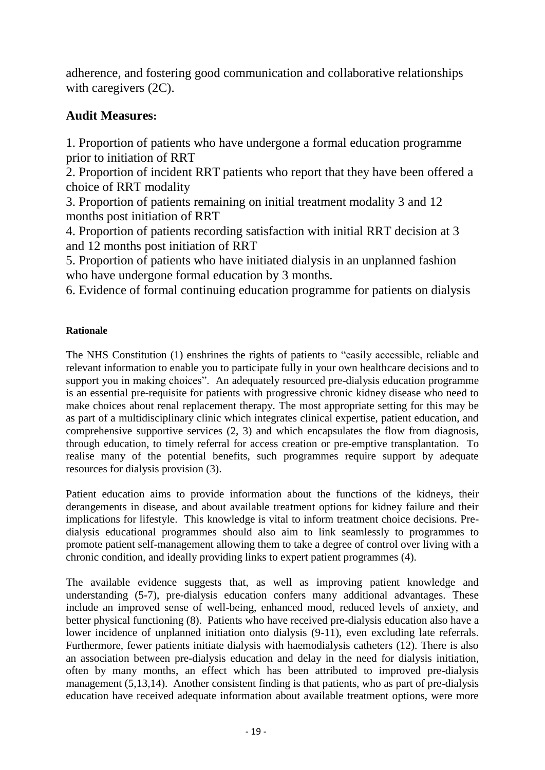adherence, and fostering good communication and collaborative relationships with caregivers (2C).

## Audit Measures:

1. Proportion of patients who have undergone a formal education programme prior to initiation of RRT
2. Proportion of incident RRT patients who report that they have been offered a choice of RRT modality
3. Proportion of patients remaining on initial treatment modality 3 and 12 months post initiation of RRT
4. Proportion of patients recording satisfaction with initial RRT decision at 3 and 12 months post initiation of RRT
5. Proportion of patients who have initiated dialysis in an unplanned fashion who have undergone formal education by 3 months.
6. Evidence of formal continuing education programme for patients on dialysis

**Rationale**

The NHS Constitution (1) enshrines the rights of patients to "easily accessible, reliable and relevant information to enable you to participate fully in your own healthcare decisions and to support you in making choices". An adequately resourced pre-dialysis education programme is an essential pre-requisite for patients with progressive chronic kidney disease who need to make choices about renal replacement therapy. The most appropriate setting for this may be as part of a multidisciplinary clinic which integrates clinical expertise, patient education, and comprehensive supportive services (2, 3) and which encapsulates the flow from diagnosis, through education, to timely referral for access creation or pre-emptive transplantation. To realise many of the potential benefits, such programmes require support by adequate resources for dialysis provision (3).

Patient education aims to provide information about the functions of the kidneys, their derangements in disease, and about available treatment options for kidney failure and their implications for lifestyle. This knowledge is vital to inform treatment choice decisions. Pre-dialysis educational programmes should also aim to link seamlessly to programmes to promote patient self-management allowing them to take a degree of control over living with a chronic condition, and ideally providing links to expert patient programmes (4).

The available evidence suggests that, as well as improving patient knowledge and understanding (5-7), pre-dialysis education confers many additional advantages. These include an improved sense of well-being, enhanced mood, reduced levels of anxiety, and better physical functioning (8). Patients who have received pre-dialysis education also have a lower incidence of unplanned initiation onto dialysis (9-11), even excluding late referrals. Furthermore, fewer patients initiate dialysis with haemodialysis catheters (12). There is also an association between pre-dialysis education and delay in the need for dialysis initiation, often by many months, an effect which has been attributed to improved pre-dialysis management (5,13,14). Another consistent finding is that patients, who as part of pre-dialysis education have received adequate information about available treatment options, were more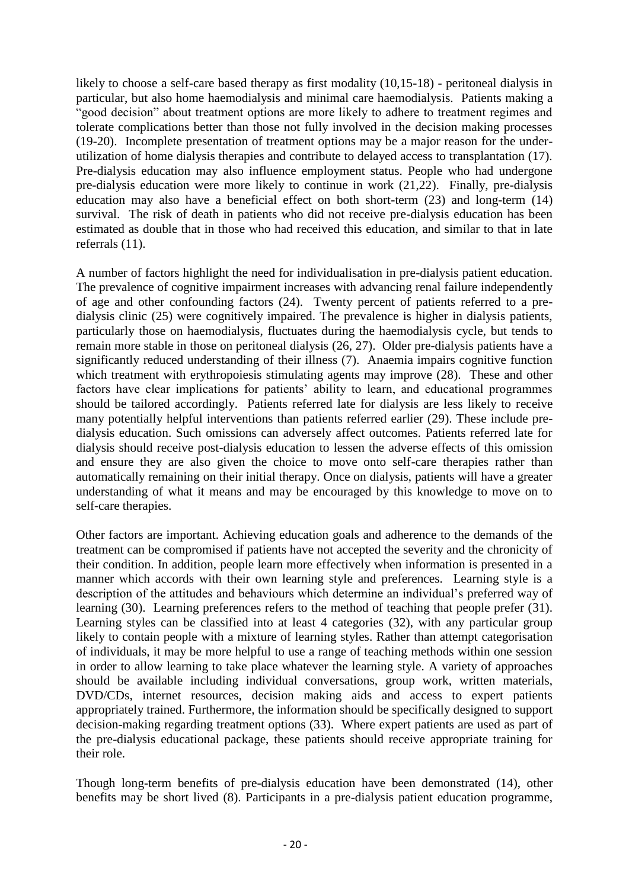likely to choose a self-care based therapy as first modality (10,15-18) - peritoneal dialysis in particular, but also home haemodialysis and minimal care haemodialysis. Patients making a "good decision" about treatment options are more likely to adhere to treatment regimes and tolerate complications better than those not fully involved in the decision making processes (19-20). Incomplete presentation of treatment options may be a major reason for the under-utilization of home dialysis therapies and contribute to delayed access to transplantation (17). Pre-dialysis education may also influence employment status. People who had undergone pre-dialysis education were more likely to continue in work (21,22). Finally, pre-dialysis education may also have a beneficial effect on both short-term (23) and long-term (14) survival. The risk of death in patients who did not receive pre-dialysis education has been estimated as double that in those who had received this education, and similar to that in late referrals (11).

A number of factors highlight the need for individualisation in pre-dialysis patient education. The prevalence of cognitive impairment increases with advancing renal failure independently of age and other confounding factors (24). Twenty percent of patients referred to a pre-dialysis clinic (25) were cognitively impaired. The prevalence is higher in dialysis patients, particularly those on haemodialysis, fluctuates during the haemodialysis cycle, but tends to remain more stable in those on peritoneal dialysis (26, 27). Older pre-dialysis patients have a significantly reduced understanding of their illness (7). Anaemia impairs cognitive function which treatment with erythropoiesis stimulating agents may improve (28). These and other factors have clear implications for patients' ability to learn, and educational programmes should be tailored accordingly. Patients referred late for dialysis are less likely to receive many potentially helpful interventions than patients referred earlier (29). These include pre-dialysis education. Such omissions can adversely affect outcomes. Patients referred late for dialysis should receive post-dialysis education to lessen the adverse effects of this omission and ensure they are also given the choice to move onto self-care therapies rather than automatically remaining on their initial therapy. Once on dialysis, patients will have a greater understanding of what it means and may be encouraged by this knowledge to move on to self-care therapies.

Other factors are important. Achieving education goals and adherence to the demands of the treatment can be compromised if patients have not accepted the severity and the chronicity of their condition. In addition, people learn more effectively when information is presented in a manner which accords with their own learning style and preferences. Learning style is a description of the attitudes and behaviours which determine an individual's preferred way of learning (30). Learning preferences refers to the method of teaching that people prefer (31). Learning styles can be classified into at least 4 categories (32), with any particular group likely to contain people with a mixture of learning styles. Rather than attempt categorisation of individuals, it may be more helpful to use a range of teaching methods within one session in order to allow learning to take place whatever the learning style. A variety of approaches should be available including individual conversations, group work, written materials, DVD/CDs, internet resources, decision making aids and access to expert patients appropriately trained. Furthermore, the information should be specifically designed to support decision-making regarding treatment options (33). Where expert patients are used as part of the pre-dialysis educational package, these patients should receive appropriate training for their role.

Though long-term benefits of pre-dialysis education have been demonstrated (14), other benefits may be short lived (8). Participants in a pre-dialysis patient education programme,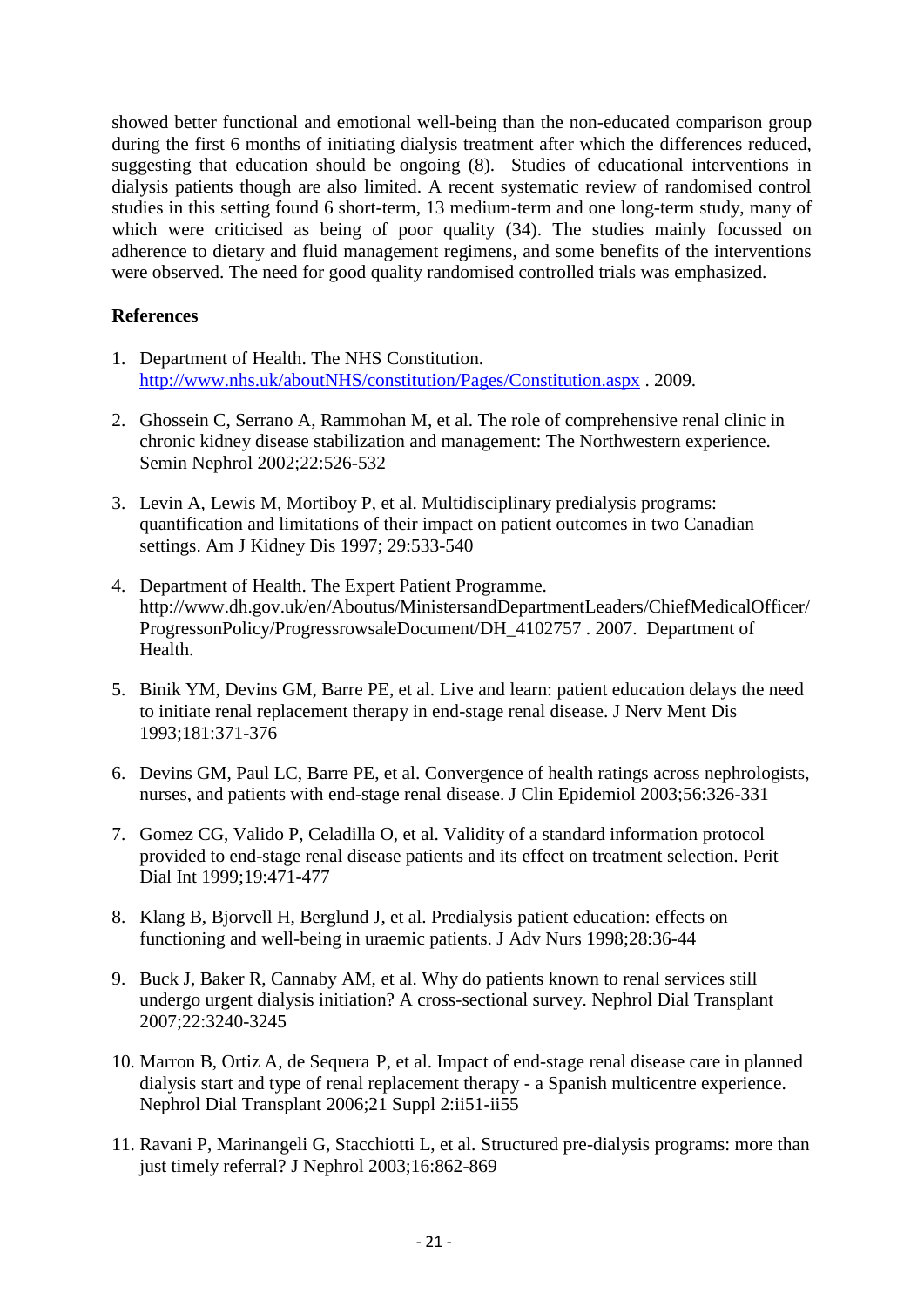showed better functional and emotional well-being than the non-educated comparison group during the first 6 months of initiating dialysis treatment after which the differences reduced, suggesting that education should be ongoing (8). Studies of educational interventions in dialysis patients though are also limited. A recent systematic review of randomised control studies in this setting found 6 short-term, 13 medium-term and one long-term study, many of which were criticised as being of poor quality (34). The studies mainly focussed on adherence to dietary and fluid management regimens, and some benefits of the interventions were observed. The need for good quality randomised controlled trials was emphasized.

**References**

1. Department of Health. The NHS Constitution. http://www.nhs.uk/aboutNHS/constitution/Pages/Constitution.aspx . 2009.

2. Ghossein C, Serrano A, Rammohan M, et al. The role of comprehensive renal clinic in chronic kidney disease stabilization and management: The Northwestern experience. Semin Nephrol 2002;22:526-532

3. Levin A, Lewis M, Mortiboy P, et al. Multidisciplinary predialysis programs: quantification and limitations of their impact on patient outcomes in two Canadian settings. Am J Kidney Dis 1997; 29:533-540

4. Department of Health. The Expert Patient Programme. http://www.dh.gov.uk/en/Aboutus/MinistersandDepartmentLeaders/ChiefMedicalOfficer/ProgressonPolicy/ProgressrowsaleDocument/DH_4102757 . 2007. Department of Health.

5. Binik YM, Devins GM, Barre PE, et al. Live and learn: patient education delays the need to initiate renal replacement therapy in end-stage renal disease. J Nerv Ment Dis 1993;181:371-376

6. Devins GM, Paul LC, Barre PE, et al. Convergence of health ratings across nephrologists, nurses, and patients with end-stage renal disease. J Clin Epidemiol 2003;56:326-331

7. Gomez CG, Valido P, Celadilla O, et al. Validity of a standard information protocol provided to end-stage renal disease patients and its effect on treatment selection. Perit Dial Int 1999;19:471-477

8. Klang B, Bjorvell H, Berglund J, et al. Predialysis patient education: effects on functioning and well-being in uraemic patients. J Adv Nurs 1998;28:36-44

9. Buck J, Baker R, Cannaby AM, et al. Why do patients known to renal services still undergo urgent dialysis initiation? A cross-sectional survey. Nephrol Dial Transplant 2007;22:3240-3245

10. Marron B, Ortiz A, de Sequera P, et al. Impact of end-stage renal disease care in planned dialysis start and type of renal replacement therapy - a Spanish multicentre experience. Nephrol Dial Transplant 2006;21 Suppl 2:ii51-ii55

11. Ravani P, Marinangeli G, Stacchiotti L, et al. Structured pre-dialysis programs: more than just timely referral? J Nephrol 2003;16:862-869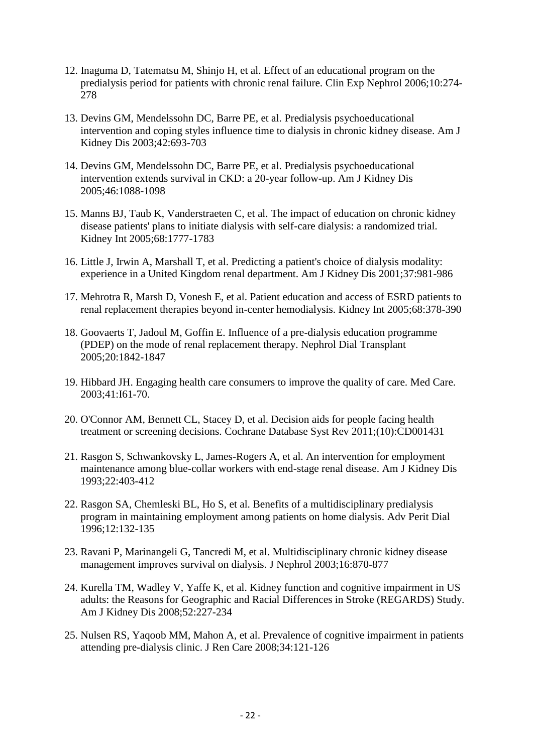12. Inaguma D, Tatematsu M, Shinjo H, et al. Effect of an educational program on the predialysis period for patients with chronic renal failure. Clin Exp Nephrol 2006;10:274-278

13. Devins GM, Mendelssohn DC, Barre PE, et al. Predialysis psychoeducational intervention and coping styles influence time to dialysis in chronic kidney disease. Am J Kidney Dis 2003;42:693-703

14. Devins GM, Mendelssohn DC, Barre PE, et al. Predialysis psychoeducational intervention extends survival in CKD: a 20-year follow-up. Am J Kidney Dis 2005;46:1088-1098

15. Manns BJ, Taub K, Vanderstraeten C, et al. The impact of education on chronic kidney disease patients' plans to initiate dialysis with self-care dialysis: a randomized trial. Kidney Int 2005;68:1777-1783

16. Little J, Irwin A, Marshall T, et al. Predicting a patient's choice of dialysis modality: experience in a United Kingdom renal department. Am J Kidney Dis 2001;37:981-986

17. Mehrotra R, Marsh D, Vonesh E, et al. Patient education and access of ESRD patients to renal replacement therapies beyond in-center hemodialysis. Kidney Int 2005;68:378-390

18. Goovaerts T, Jadoul M, Goffin E. Influence of a pre-dialysis education programme (PDEP) on the mode of renal replacement therapy. Nephrol Dial Transplant 2005;20:1842-1847

19. Hibbard JH. Engaging health care consumers to improve the quality of care. Med Care. 2003;41:I61-70.

20. O'Connor AM, Bennett CL, Stacey D, et al. Decision aids for people facing health treatment or screening decisions. Cochrane Database Syst Rev 2011;(10):CD001431

21. Rasgon S, Schwankovsky L, James-Rogers A, et al. An intervention for employment maintenance among blue-collar workers with end-stage renal disease. Am J Kidney Dis 1993;22:403-412

22. Rasgon SA, Chemleski BL, Ho S, et al. Benefits of a multidisciplinary predialysis program in maintaining employment among patients on home dialysis. Adv Perit Dial 1996;12:132-135

23. Ravani P, Marinangeli G, Tancredi M, et al. Multidisciplinary chronic kidney disease management improves survival on dialysis. J Nephrol 2003;16:870-877

24. Kurella TM, Wadley V, Yaffe K, et al. Kidney function and cognitive impairment in US adults: the Reasons for Geographic and Racial Differences in Stroke (REGARDS) Study. Am J Kidney Dis 2008;52:227-234

25. Nulsen RS, Yaqoob MM, Mahon A, et al. Prevalence of cognitive impairment in patients attending pre-dialysis clinic. J Ren Care 2008;34:121-126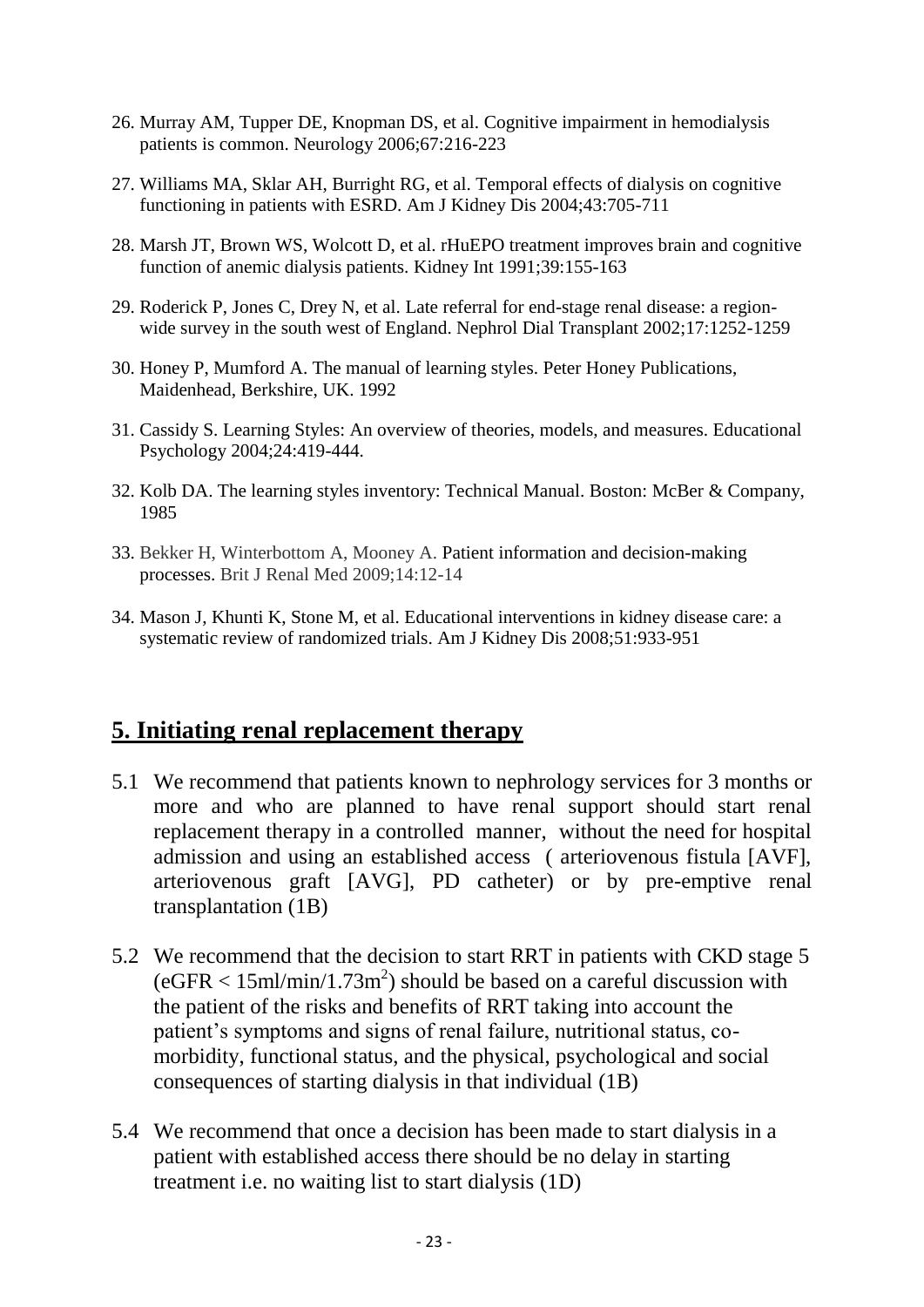26. Murray AM, Tupper DE, Knopman DS, et al. Cognitive impairment in hemodialysis patients is common. Neurology 2006;67:216-223

27. Williams MA, Sklar AH, Burright RG, et al. Temporal effects of dialysis on cognitive functioning in patients with ESRD. Am J Kidney Dis 2004;43:705-711

28. Marsh JT, Brown WS, Wolcott D, et al. rHuEPO treatment improves brain and cognitive function of anemic dialysis patients. Kidney Int 1991;39:155-163

29. Roderick P, Jones C, Drey N, et al. Late referral for end-stage renal disease: a region-wide survey in the south west of England. Nephrol Dial Transplant 2002;17:1252-1259

30. Honey P, Mumford A. The manual of learning styles. Peter Honey Publications, Maidenhead, Berkshire, UK. 1992

31. Cassidy S. Learning Styles: An overview of theories, models, and measures. Educational Psychology 2004;24:419-444.

32. Kolb DA. The learning styles inventory: Technical Manual. Boston: McBer & Company, 1985

33. Bekker H, Winterbottom A, Mooney A. Patient information and decision-making processes. Brit J Renal Med 2009;14:12-14

34. Mason J, Khunti K, Stone M, et al. Educational interventions in kidney disease care: a systematic review of randomized trials. Am J Kidney Dis 2008;51:933-951

## 5. Initiating renal replacement therapy

5.1 We recommend that patients known to nephrology services for 3 months or more and who are planned to have renal support should start renal replacement therapy in a controlled manner, without the need for hospital admission and using an established access ( arteriovenous fistula [AVF], arteriovenous graft [AVG], PD catheter) or by pre-emptive renal transplantation (1B)

5.2 We recommend that the decision to start RRT in patients with CKD stage 5 (eGFR < 15ml/min/1.73m$^2$) should be based on a careful discussion with the patient of the risks and benefits of RRT taking into account the patient's symptoms and signs of renal failure, nutritional status, co-morbidity, functional status, and the physical, psychological and social consequences of starting dialysis in that individual (1B)

5.4 We recommend that once a decision has been made to start dialysis in a patient with established access there should be no delay in starting treatment i.e. no waiting list to start dialysis (1D)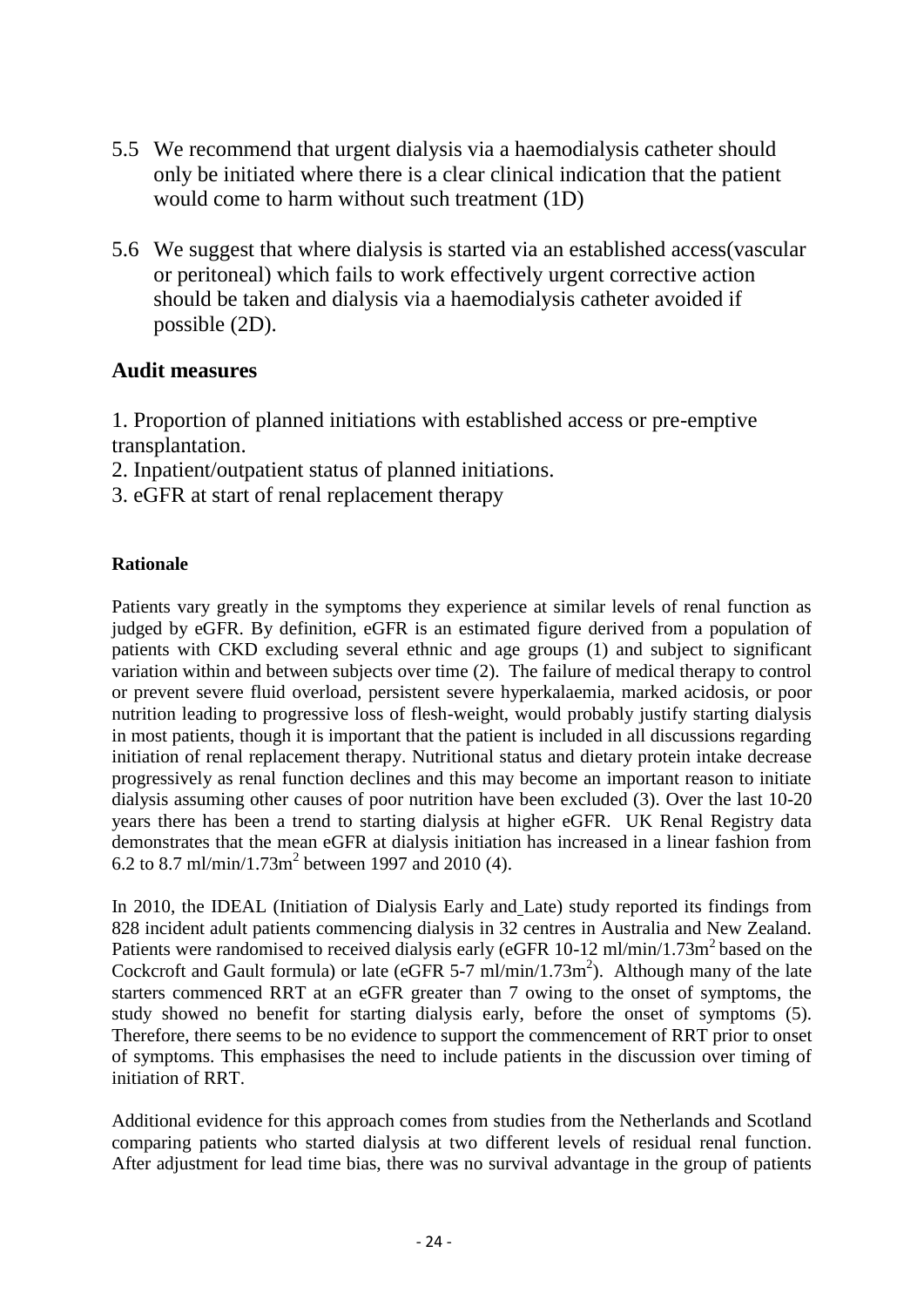5.5 We recommend that urgent dialysis via a haemodialysis catheter should only be initiated where there is a clear clinical indication that the patient would come to harm without such treatment (1D)

5.6 We suggest that where dialysis is started via an established access(vascular or peritoneal) which fails to work effectively urgent corrective action should be taken and dialysis via a haemodialysis catheter avoided if possible (2D).

## Audit measures

1. Proportion of planned initiations with established access or pre-emptive transplantation.
2. Inpatient/outpatient status of planned initiations.
3. eGFR at start of renal replacement therapy

**Rationale**

Patients vary greatly in the symptoms they experience at similar levels of renal function as judged by eGFR. By definition, eGFR is an estimated figure derived from a population of patients with CKD excluding several ethnic and age groups (1) and subject to significant variation within and between subjects over time (2). The failure of medical therapy to control or prevent severe fluid overload, persistent severe hyperkalaemia, marked acidosis, or poor nutrition leading to progressive loss of flesh-weight, would probably justify starting dialysis in most patients, though it is important that the patient is included in all discussions regarding initiation of renal replacement therapy. Nutritional status and dietary protein intake decrease progressively as renal function declines and this may become an important reason to initiate dialysis assuming other causes of poor nutrition have been excluded (3). Over the last 10-20 years there has been a trend to starting dialysis at higher eGFR. UK Renal Registry data demonstrates that the mean eGFR at dialysis initiation has increased in a linear fashion from 6.2 to 8.7 ml/min/1.73m$^2$ between 1997 and 2010 (4).

In 2010, the IDEAL (Initiation of Dialysis Early and Late) study reported its findings from 828 incident adult patients commencing dialysis in 32 centres in Australia and New Zealand. Patients were randomised to received dialysis early (eGFR 10-12 ml/min/1.73m$^2$ based on the Cockcroft and Gault formula) or late (eGFR 5-7 ml/min/1.73m$^2$). Although many of the late starters commenced RRT at an eGFR greater than 7 owing to the onset of symptoms, the study showed no benefit for starting dialysis early, before the onset of symptoms (5). Therefore, there seems to be no evidence to support the commencement of RRT prior to onset of symptoms. This emphasises the need to include patients in the discussion over timing of initiation of RRT.

Additional evidence for this approach comes from studies from the Netherlands and Scotland comparing patients who started dialysis at two different levels of residual renal function. After adjustment for lead time bias, there was no survival advantage in the group of patients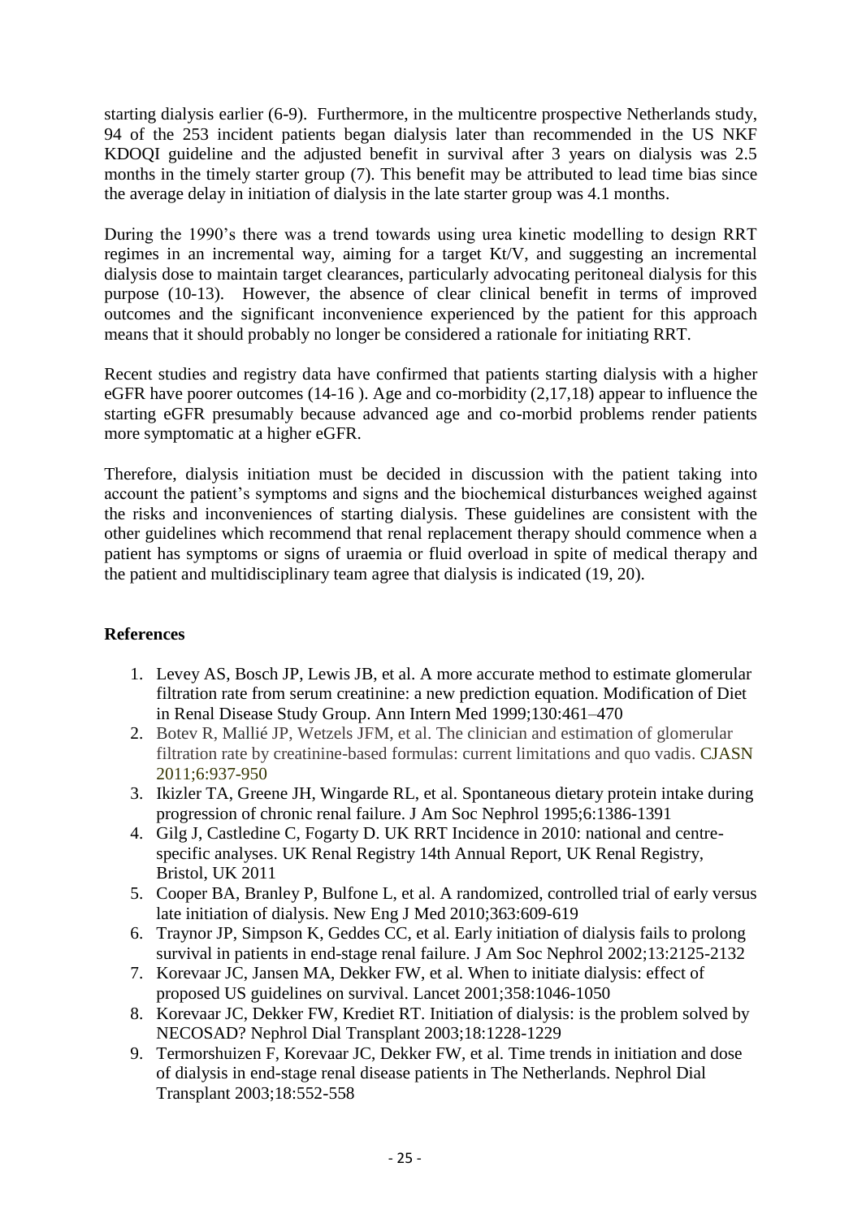starting dialysis earlier (6-9). Furthermore, in the multicentre prospective Netherlands study, 94 of the 253 incident patients began dialysis later than recommended in the US NKF KDOQI guideline and the adjusted benefit in survival after 3 years on dialysis was 2.5 months in the timely starter group (7). This benefit may be attributed to lead time bias since the average delay in initiation of dialysis in the late starter group was 4.1 months.

During the 1990's there was a trend towards using urea kinetic modelling to design RRT regimes in an incremental way, aiming for a target Kt/V, and suggesting an incremental dialysis dose to maintain target clearances, particularly advocating peritoneal dialysis for this purpose (10-13). However, the absence of clear clinical benefit in terms of improved outcomes and the significant inconvenience experienced by the patient for this approach means that it should probably no longer be considered a rationale for initiating RRT.

Recent studies and registry data have confirmed that patients starting dialysis with a higher eGFR have poorer outcomes (14-16 ). Age and co-morbidity (2,17,18) appear to influence the starting eGFR presumably because advanced age and co-morbid problems render patients more symptomatic at a higher eGFR.

Therefore, dialysis initiation must be decided in discussion with the patient taking into account the patient's symptoms and signs and the biochemical disturbances weighed against the risks and inconveniences of starting dialysis. These guidelines are consistent with the other guidelines which recommend that renal replacement therapy should commence when a patient has symptoms or signs of uraemia or fluid overload in spite of medical therapy and the patient and multidisciplinary team agree that dialysis is indicated (19, 20).

**References**

1. Levey AS, Bosch JP, Lewis JB, et al. A more accurate method to estimate glomerular filtration rate from serum creatinine: a new prediction equation. Modification of Diet in Renal Disease Study Group. Ann Intern Med 1999;130:461–470
2. Botev R, Mallié JP, Wetzels JFM, et al. The clinician and estimation of glomerular filtration rate by creatinine-based formulas: current limitations and quo vadis. CJASN 2011;6:937-950
3. Ikizler TA, Greene JH, Wingarde RL, et al. Spontaneous dietary protein intake during progression of chronic renal failure. J Am Soc Nephrol 1995;6:1386-1391
4. Gilg J, Castledine C, Fogarty D. UK RRT Incidence in 2010: national and centre-specific analyses. UK Renal Registry 14th Annual Report, UK Renal Registry, Bristol, UK 2011
5. Cooper BA, Branley P, Bulfone L, et al. A randomized, controlled trial of early versus late initiation of dialysis. New Eng J Med 2010;363:609-619
6. Traynor JP, Simpson K, Geddes CC, et al. Early initiation of dialysis fails to prolong survival in patients in end-stage renal failure. J Am Soc Nephrol 2002;13:2125-2132
7. Korevaar JC, Jansen MA, Dekker FW, et al. When to initiate dialysis: effect of proposed US guidelines on survival. Lancet 2001;358:1046-1050
8. Korevaar JC, Dekker FW, Krediet RT. Initiation of dialysis: is the problem solved by NECOSAD? Nephrol Dial Transplant 2003;18:1228-1229
9. Termorshuizen F, Korevaar JC, Dekker FW, et al. Time trends in initiation and dose of dialysis in end-stage renal disease patients in The Netherlands. Nephrol Dial Transplant 2003;18:552-558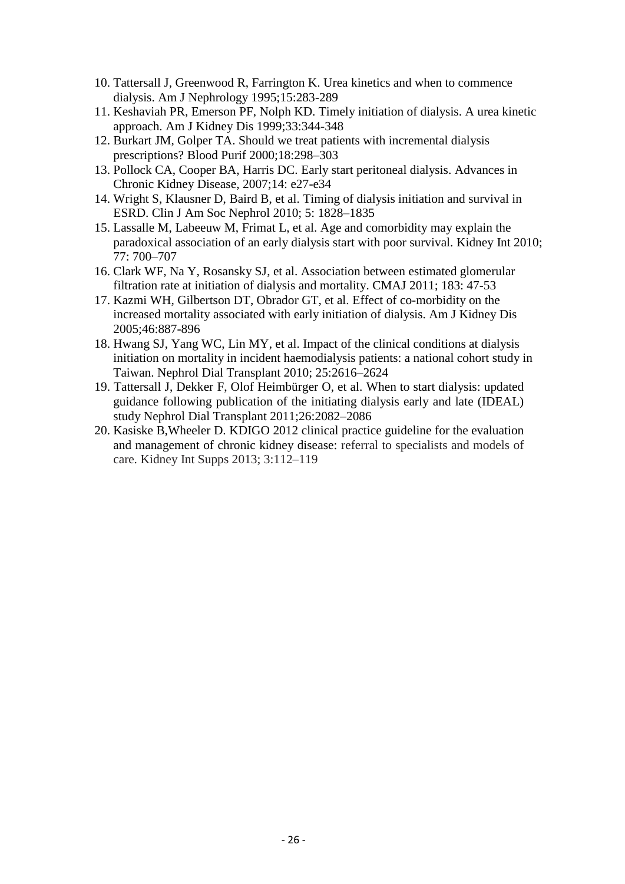10. Tattersall J, Greenwood R, Farrington K. Urea kinetics and when to commence dialysis. Am J Nephrology 1995;15:283-289
11. Keshaviah PR, Emerson PF, Nolph KD. Timely initiation of dialysis. A urea kinetic approach. Am J Kidney Dis 1999;33:344-348
12. Burkart JM, Golper TA. Should we treat patients with incremental dialysis prescriptions? Blood Purif 2000;18:298–303
13. Pollock CA, Cooper BA, Harris DC. Early start peritoneal dialysis. Advances in Chronic Kidney Disease, 2007;14: e27-e34
14. Wright S, Klausner D, Baird B, et al. Timing of dialysis initiation and survival in ESRD. Clin J Am Soc Nephrol 2010; 5: 1828–1835
15. Lassalle M, Labeeuw M, Frimat L, et al. Age and comorbidity may explain the paradoxical association of an early dialysis start with poor survival. Kidney Int 2010; 77: 700–707
16. Clark WF, Na Y, Rosansky SJ, et al. Association between estimated glomerular filtration rate at initiation of dialysis and mortality. CMAJ 2011; 183: 47-53
17. Kazmi WH, Gilbertson DT, Obrador GT, et al. Effect of co-morbidity on the increased mortality associated with early initiation of dialysis. Am J Kidney Dis 2005;46:887-896
18. Hwang SJ, Yang WC, Lin MY, et al. Impact of the clinical conditions at dialysis initiation on mortality in incident haemodialysis patients: a national cohort study in Taiwan. Nephrol Dial Transplant 2010; 25:2616–2624
19. Tattersall J, Dekker F, Olof Heimbürger O, et al. When to start dialysis: updated guidance following publication of the initiating dialysis early and late (IDEAL) study Nephrol Dial Transplant 2011;26:2082–2086
20. Kasiske B,Wheeler D. KDIGO 2012 clinical practice guideline for the evaluation and management of chronic kidney disease: referral to specialists and models of care. Kidney Int Supps 2013; 3:112–119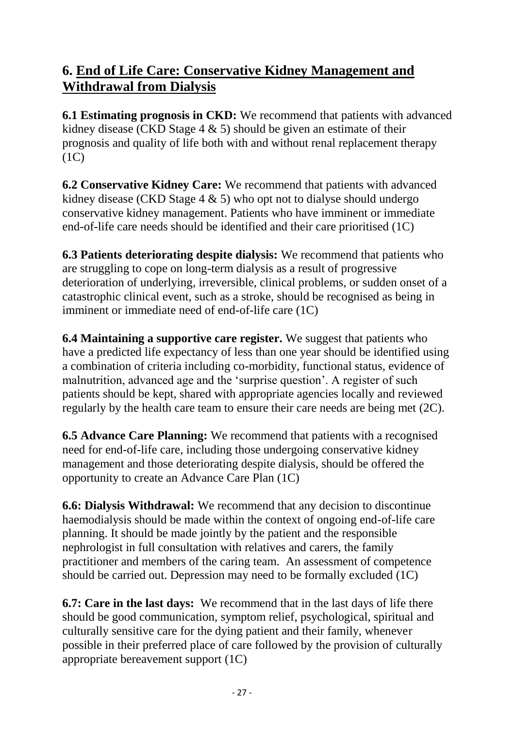## 6. End of Life Care: Conservative Kidney Management and Withdrawal from Dialysis

**6.1 Estimating prognosis in CKD:** We recommend that patients with advanced kidney disease (CKD Stage 4 & 5) should be given an estimate of their prognosis and quality of life both with and without renal replacement therapy (1C)

**6.2 Conservative Kidney Care:** We recommend that patients with advanced kidney disease (CKD Stage 4 & 5) who opt not to dialyse should undergo conservative kidney management. Patients who have imminent or immediate end-of-life care needs should be identified and their care prioritised (1C)

**6.3 Patients deteriorating despite dialysis:** We recommend that patients who are struggling to cope on long-term dialysis as a result of progressive deterioration of underlying, irreversible, clinical problems, or sudden onset of a catastrophic clinical event, such as a stroke, should be recognised as being in imminent or immediate need of end-of-life care (1C)

**6.4 Maintaining a supportive care register.** We suggest that patients who have a predicted life expectancy of less than one year should be identified using a combination of criteria including co-morbidity, functional status, evidence of malnutrition, advanced age and the 'surprise question'. A register of such patients should be kept, shared with appropriate agencies locally and reviewed regularly by the health care team to ensure their care needs are being met (2C).

**6.5 Advance Care Planning:** We recommend that patients with a recognised need for end-of-life care, including those undergoing conservative kidney management and those deteriorating despite dialysis, should be offered the opportunity to create an Advance Care Plan (1C)

**6.6: Dialysis Withdrawal:** We recommend that any decision to discontinue haemodialysis should be made within the context of ongoing end-of-life care planning. It should be made jointly by the patient and the responsible nephrologist in full consultation with relatives and carers, the family practitioner and members of the caring team. An assessment of competence should be carried out. Depression may need to be formally excluded (1C)

**6.7: Care in the last days:** We recommend that in the last days of life there should be good communication, symptom relief, psychological, spiritual and culturally sensitive care for the dying patient and their family, whenever possible in their preferred place of care followed by the provision of culturally appropriate bereavement support (1C)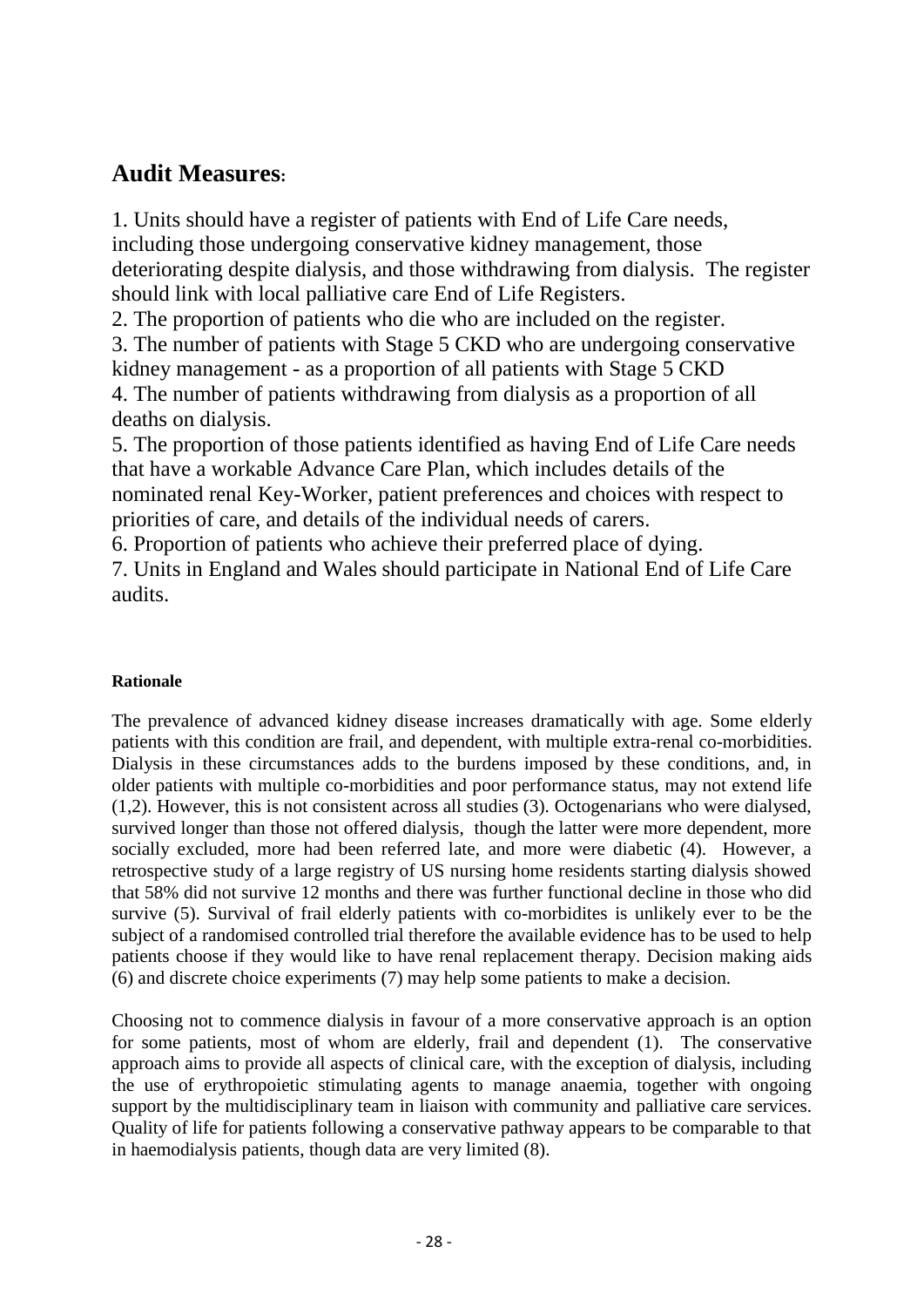## Audit Measures:

1. Units should have a register of patients with End of Life Care needs, including those undergoing conservative kidney management, those deteriorating despite dialysis, and those withdrawing from dialysis. The register should link with local palliative care End of Life Registers.
2. The proportion of patients who die who are included on the register.
3. The number of patients with Stage 5 CKD who are undergoing conservative kidney management - as a proportion of all patients with Stage 5 CKD
4. The number of patients withdrawing from dialysis as a proportion of all deaths on dialysis.
5. The proportion of those patients identified as having End of Life Care needs that have a workable Advance Care Plan, which includes details of the nominated renal Key-Worker, patient preferences and choices with respect to priorities of care, and details of the individual needs of carers.
6. Proportion of patients who achieve their preferred place of dying.
7. Units in England and Wales should participate in National End of Life Care audits.

**Rationale**

The prevalence of advanced kidney disease increases dramatically with age. Some elderly patients with this condition are frail, and dependent, with multiple extra-renal co-morbidities. Dialysis in these circumstances adds to the burdens imposed by these conditions, and, in older patients with multiple co-morbidities and poor performance status, may not extend life (1,2). However, this is not consistent across all studies (3). Octogenarians who were dialysed, survived longer than those not offered dialysis, though the latter were more dependent, more socially excluded, more had been referred late, and more were diabetic (4). However, a retrospective study of a large registry of US nursing home residents starting dialysis showed that 58% did not survive 12 months and there was further functional decline in those who did survive (5). Survival of frail elderly patients with co-morbidites is unlikely ever to be the subject of a randomised controlled trial therefore the available evidence has to be used to help patients choose if they would like to have renal replacement therapy. Decision making aids (6) and discrete choice experiments (7) may help some patients to make a decision.

Choosing not to commence dialysis in favour of a more conservative approach is an option for some patients, most of whom are elderly, frail and dependent (1). The conservative approach aims to provide all aspects of clinical care, with the exception of dialysis, including the use of erythropoietic stimulating agents to manage anaemia, together with ongoing support by the multidisciplinary team in liaison with community and palliative care services. Quality of life for patients following a conservative pathway appears to be comparable to that in haemodialysis patients, though data are very limited (8).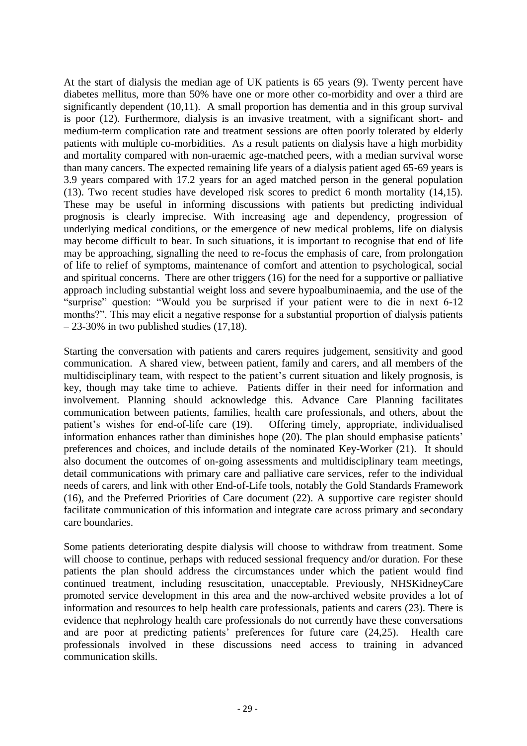At the start of dialysis the median age of UK patients is 65 years (9). Twenty percent have diabetes mellitus, more than 50% have one or more other co-morbidity and over a third are significantly dependent (10,11). A small proportion has dementia and in this group survival is poor (12). Furthermore, dialysis is an invasive treatment, with a significant short- and medium-term complication rate and treatment sessions are often poorly tolerated by elderly patients with multiple co-morbidities. As a result patients on dialysis have a high morbidity and mortality compared with non-uraemic age-matched peers, with a median survival worse than many cancers. The expected remaining life years of a dialysis patient aged 65-69 years is 3.9 years compared with 17.2 years for an aged matched person in the general population (13). Two recent studies have developed risk scores to predict 6 month mortality (14,15). These may be useful in informing discussions with patients but predicting individual prognosis is clearly imprecise. With increasing age and dependency, progression of underlying medical conditions, or the emergence of new medical problems, life on dialysis may become difficult to bear. In such situations, it is important to recognise that end of life may be approaching, signalling the need to re-focus the emphasis of care, from prolongation of life to relief of symptoms, maintenance of comfort and attention to psychological, social and spiritual concerns. There are other triggers (16) for the need for a supportive or palliative approach including substantial weight loss and severe hypoalbuminaemia, and the use of the "surprise" question: "Would you be surprised if your patient were to die in next 6-12 months?". This may elicit a negative response for a substantial proportion of dialysis patients – 23-30% in two published studies (17,18).

Starting the conversation with patients and carers requires judgement, sensitivity and good communication. A shared view, between patient, family and carers, and all members of the multidisciplinary team, with respect to the patient's current situation and likely prognosis, is key, though may take time to achieve. Patients differ in their need for information and involvement. Planning should acknowledge this. Advance Care Planning facilitates communication between patients, families, health care professionals, and others, about the patient's wishes for end-of-life care (19). Offering timely, appropriate, individualised information enhances rather than diminishes hope (20). The plan should emphasise patients' preferences and choices, and include details of the nominated Key-Worker (21). It should also document the outcomes of on-going assessments and multidisciplinary team meetings, detail communications with primary care and palliative care services, refer to the individual needs of carers, and link with other End-of-Life tools, notably the Gold Standards Framework (16), and the Preferred Priorities of Care document (22). A supportive care register should facilitate communication of this information and integrate care across primary and secondary care boundaries.

Some patients deteriorating despite dialysis will choose to withdraw from treatment. Some will choose to continue, perhaps with reduced sessional frequency and/or duration. For these patients the plan should address the circumstances under which the patient would find continued treatment, including resuscitation, unacceptable. Previously, NHSKidneyCare promoted service development in this area and the now-archived website provides a lot of information and resources to help health care professionals, patients and carers (23). There is evidence that nephrology health care professionals do not currently have these conversations and are poor at predicting patients' preferences for future care (24,25). Health care professionals involved in these discussions need access to training in advanced communication skills.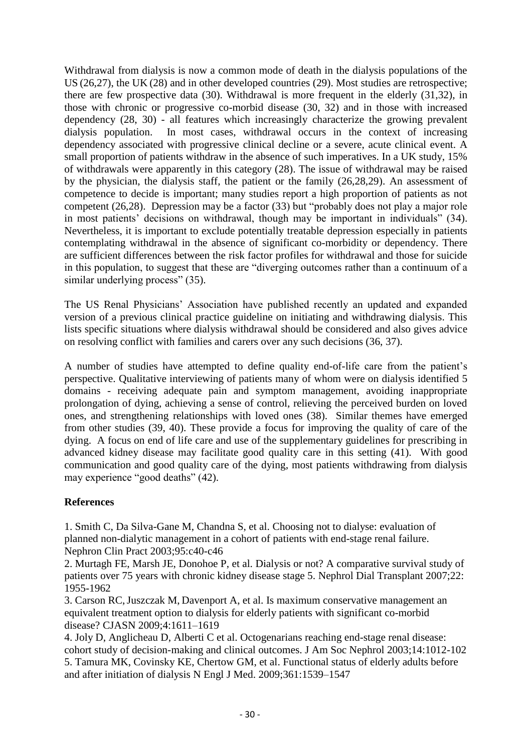Withdrawal from dialysis is now a common mode of death in the dialysis populations of the US (26,27), the UK (28) and in other developed countries (29). Most studies are retrospective; there are few prospective data (30). Withdrawal is more frequent in the elderly (31,32), in those with chronic or progressive co-morbid disease (30, 32) and in those with increased dependency (28, 30) - all features which increasingly characterize the growing prevalent dialysis population. In most cases, withdrawal occurs in the context of increasing dependency associated with progressive clinical decline or a severe, acute clinical event. A small proportion of patients withdraw in the absence of such imperatives. In a UK study, 15% of withdrawals were apparently in this category (28). The issue of withdrawal may be raised by the physician, the dialysis staff, the patient or the family (26,28,29). An assessment of competence to decide is important; many studies report a high proportion of patients as not competent (26,28). Depression may be a factor (33) but "probably does not play a major role in most patients' decisions on withdrawal, though may be important in individuals" (34). Nevertheless, it is important to exclude potentially treatable depression especially in patients contemplating withdrawal in the absence of significant co-morbidity or dependency. There are sufficient differences between the risk factor profiles for withdrawal and those for suicide in this population, to suggest that these are "diverging outcomes rather than a continuum of a similar underlying process" (35).

The US Renal Physicians' Association have published recently an updated and expanded version of a previous clinical practice guideline on initiating and withdrawing dialysis. This lists specific situations where dialysis withdrawal should be considered and also gives advice on resolving conflict with families and carers over any such decisions (36, 37).

A number of studies have attempted to define quality end-of-life care from the patient's perspective. Qualitative interviewing of patients many of whom were on dialysis identified 5 domains - receiving adequate pain and symptom management, avoiding inappropriate prolongation of dying, achieving a sense of control, relieving the perceived burden on loved ones, and strengthening relationships with loved ones (38). Similar themes have emerged from other studies (39, 40). These provide a focus for improving the quality of care of the dying. A focus on end of life care and use of the supplementary guidelines for prescribing in advanced kidney disease may facilitate good quality care in this setting (41). With good communication and good quality care of the dying, most patients withdrawing from dialysis may experience "good deaths" (42).

## References

1. Smith C, Da Silva-Gane M, Chandna S, et al. Choosing not to dialyse: evaluation of planned non-dialytic management in a cohort of patients with end-stage renal failure. Nephron Clin Pract 2003;95:c40-c46

2. Murtagh FE, Marsh JE, Donohoe P, et al. Dialysis or not? A comparative survival study of patients over 75 years with chronic kidney disease stage 5. Nephrol Dial Transplant 2007;22: 1955-1962

3. Carson RC, Juszczak M, Davenport A, et al. Is maximum conservative management an equivalent treatment option to dialysis for elderly patients with significant co-morbid disease? CJASN 2009;4:1611–1619

4. Joly D, Anglicheau D, Alberti C et al. Octogenarians reaching end-stage renal disease: cohort study of decision-making and clinical outcomes. J Am Soc Nephrol 2003;14:1012-102

5. Tamura MK, Covinsky KE, Chertow GM, et al. Functional status of elderly adults before and after initiation of dialysis N Engl J Med. 2009;361:1539–1547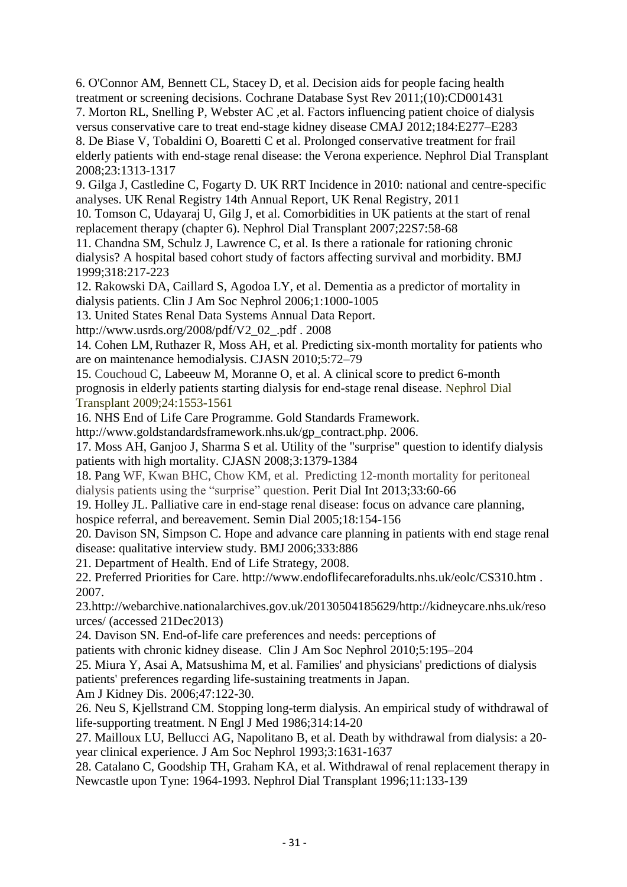6. O'Connor AM, Bennett CL, Stacey D, et al. Decision aids for people facing health treatment or screening decisions. Cochrane Database Syst Rev 2011;(10):CD001431

7. Morton RL, Snelling P, Webster AC ,et al. Factors influencing patient choice of dialysis versus conservative care to treat end-stage kidney disease CMAJ 2012;184:E277–E283

8. De Biase V, Tobaldini O, Boaretti C et al. Prolonged conservative treatment for frail elderly patients with end-stage renal disease: the Verona experience. Nephrol Dial Transplant 2008;23:1313-1317

9. Gilga J, Castledine C, Fogarty D. UK RRT Incidence in 2010: national and centre-specific analyses. UK Renal Registry 14th Annual Report, UK Renal Registry, 2011

10. Tomson C, Udayaraj U, Gilg J, et al. Comorbidities in UK patients at the start of renal replacement therapy (chapter 6). Nephrol Dial Transplant 2007;22S7:58-68

11. Chandna SM, Schulz J, Lawrence C, et al. Is there a rationale for rationing chronic dialysis? A hospital based cohort study of factors affecting survival and morbidity. BMJ 1999;318:217-223

12. Rakowski DA, Caillard S, Agodoa LY, et al. Dementia as a predictor of mortality in dialysis patients. Clin J Am Soc Nephrol 2006;1:1000-1005

13. United States Renal Data Systems Annual Data Report. http://www.usrds.org/2008/pdf/V2_02_.pdf . 2008

14. Cohen LM, Ruthazer R, Moss AH, et al. Predicting six-month mortality for patients who are on maintenance hemodialysis. CJASN 2010;5:72–79

15. Couchoud C, Labeeuw M, Moranne O, et al. A clinical score to predict 6-month prognosis in elderly patients starting dialysis for end-stage renal disease. Nephrol Dial Transplant 2009;24:1553-1561

16. NHS End of Life Care Programme. Gold Standards Framework. http://www.goldstandardsframework.nhs.uk/gp_contract.php. 2006.

17. Moss AH, Ganjoo J, Sharma S et al. Utility of the "surprise" question to identify dialysis patients with high mortality. CJASN 2008;3:1379-1384

18. Pang WF, Kwan BHC, Chow KM, et al. Predicting 12-month mortality for peritoneal dialysis patients using the "surprise" question. Perit Dial Int 2013;33:60-66

19. Holley JL. Palliative care in end-stage renal disease: focus on advance care planning, hospice referral, and bereavement. Semin Dial 2005;18:154-156

20. Davison SN, Simpson C. Hope and advance care planning in patients with end stage renal disease: qualitative interview study. BMJ 2006;333:886

21. Department of Health. End of Life Strategy, 2008.

22. Preferred Priorities for Care. http://www.endoflifecareforadults.nhs.uk/eolc/CS310.htm . 2007.

23.http://webarchive.nationalarchives.gov.uk/20130504185629/http://kidneycare.nhs.uk/resources/ (accessed 21Dec2013)

24. Davison SN. End-of-life care preferences and needs: perceptions of patients with chronic kidney disease. Clin J Am Soc Nephrol 2010;5:195–204

25. Miura Y, Asai A, Matsushima M, et al. Families' and physicians' predictions of dialysis patients' preferences regarding life-sustaining treatments in Japan. Am J Kidney Dis. 2006;47:122-30.

26. Neu S, Kjellstrand CM. Stopping long-term dialysis. An empirical study of withdrawal of life-supporting treatment. N Engl J Med 1986;314:14-20

27. Mailloux LU, Bellucci AG, Napolitano B, et al. Death by withdrawal from dialysis: a 20-year clinical experience. J Am Soc Nephrol 1993;3:1631-1637

28. Catalano C, Goodship TH, Graham KA, et al. Withdrawal of renal replacement therapy in Newcastle upon Tyne: 1964-1993. Nephrol Dial Transplant 1996;11:133-139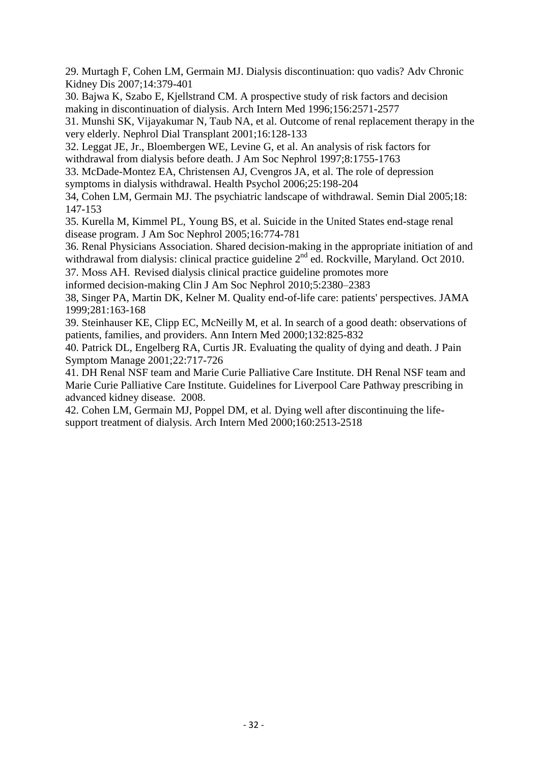29. Murtagh F, Cohen LM, Germain MJ. Dialysis discontinuation: quo vadis? Adv Chronic Kidney Dis 2007;14:379-401

30. Bajwa K, Szabo E, Kjellstrand CM. A prospective study of risk factors and decision making in discontinuation of dialysis. Arch Intern Med 1996;156:2571-2577

31. Munshi SK, Vijayakumar N, Taub NA, et al. Outcome of renal replacement therapy in the very elderly. Nephrol Dial Transplant 2001;16:128-133

32. Leggat JE, Jr., Bloembergen WE, Levine G, et al. An analysis of risk factors for withdrawal from dialysis before death. J Am Soc Nephrol 1997;8:1755-1763

33. McDade-Montez EA, Christensen AJ, Cvengros JA, et al. The role of depression symptoms in dialysis withdrawal. Health Psychol 2006;25:198-204

34, Cohen LM, Germain MJ. The psychiatric landscape of withdrawal. Semin Dial 2005;18: 147-153

35. Kurella M, Kimmel PL, Young BS, et al. Suicide in the United States end-stage renal disease program. J Am Soc Nephrol 2005;16:774-781

36. Renal Physicians Association. Shared decision-making in the appropriate initiation of and withdrawal from dialysis: clinical practice guideline 2nd ed. Rockville, Maryland. Oct 2010.

37. Moss AH. Revised dialysis clinical practice guideline promotes more informed decision-making Clin J Am Soc Nephrol 2010;5:2380–2383

38, Singer PA, Martin DK, Kelner M. Quality end-of-life care: patients' perspectives. JAMA 1999;281:163-168

39. Steinhauser KE, Clipp EC, McNeilly M, et al. In search of a good death: observations of patients, families, and providers. Ann Intern Med 2000;132:825-832

40. Patrick DL, Engelberg RA, Curtis JR. Evaluating the quality of dying and death. J Pain Symptom Manage 2001;22:717-726

41. DH Renal NSF team and Marie Curie Palliative Care Institute. DH Renal NSF team and Marie Curie Palliative Care Institute. Guidelines for Liverpool Care Pathway prescribing in advanced kidney disease. 2008.

42. Cohen LM, Germain MJ, Poppel DM, et al. Dying well after discontinuing the life-support treatment of dialysis. Arch Intern Med 2000;160:2513-2518